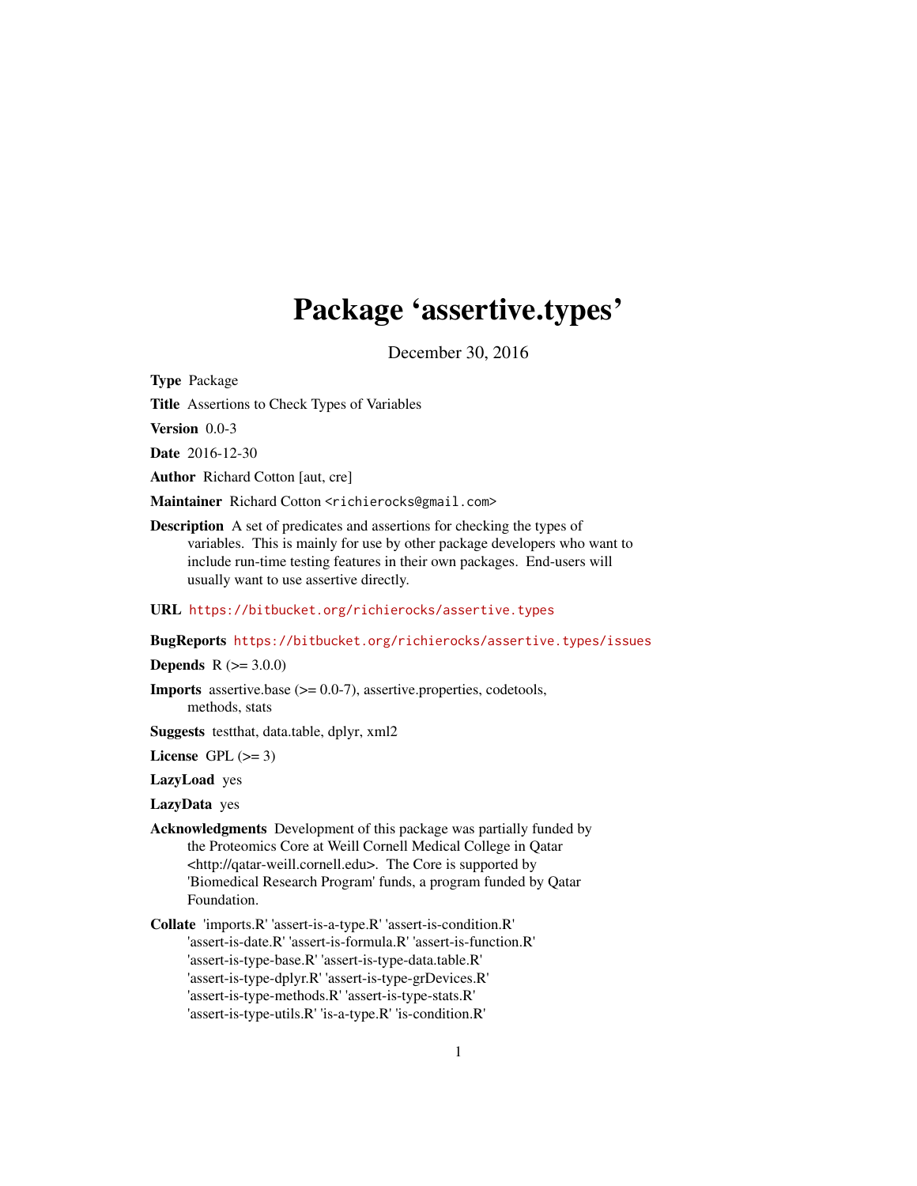# Package 'assertive.types'

December 30, 2016

**Type** Package

**Title** Assertions to Check Types of Variables

**Version** 0.0-3

**Date** 2016-12-30

**Author** Richard Cotton [aut, cre]

**Maintainer** Richard Cotton <richierocks@gmail.com>

**Description** A set of predicates and assertions for checking the types of variables. This is mainly for use by other package developers who want to include run-time testing features in their own packages. End-users will usually want to use assertive directly.

**URL** https://bitbucket.org/richierocks/assertive.types

**BugReports** https://bitbucket.org/richierocks/assertive.types/issues

**Depends** R (>= 3.0.0)

**Imports** assertive.base (>= 0.0-7), assertive.properties, codetools, methods, stats

**Suggests** testthat, data.table, dplyr, xml2

**License** GPL (>= 3)

**LazyLoad** yes

**LazyData** yes

**Acknowledgments** Development of this package was partially funded by the Proteomics Core at Weill Cornell Medical College in Qatar <http://qatar-weill.cornell.edu>. The Core is supported by 'Biomedical Research Program' funds, a program funded by Qatar Foundation.

**Collate** 'imports.R' 'assert-is-a-type.R' 'assert-is-condition.R' 'assert-is-date.R' 'assert-is-formula.R' 'assert-is-function.R' 'assert-is-type-base.R' 'assert-is-type-data.table.R' 'assert-is-type-dplyr.R' 'assert-is-type-grDevices.R' 'assert-is-type-methods.R' 'assert-is-type-stats.R' 'assert-is-type-utils.R' 'is-a-type.R' 'is-condition.R'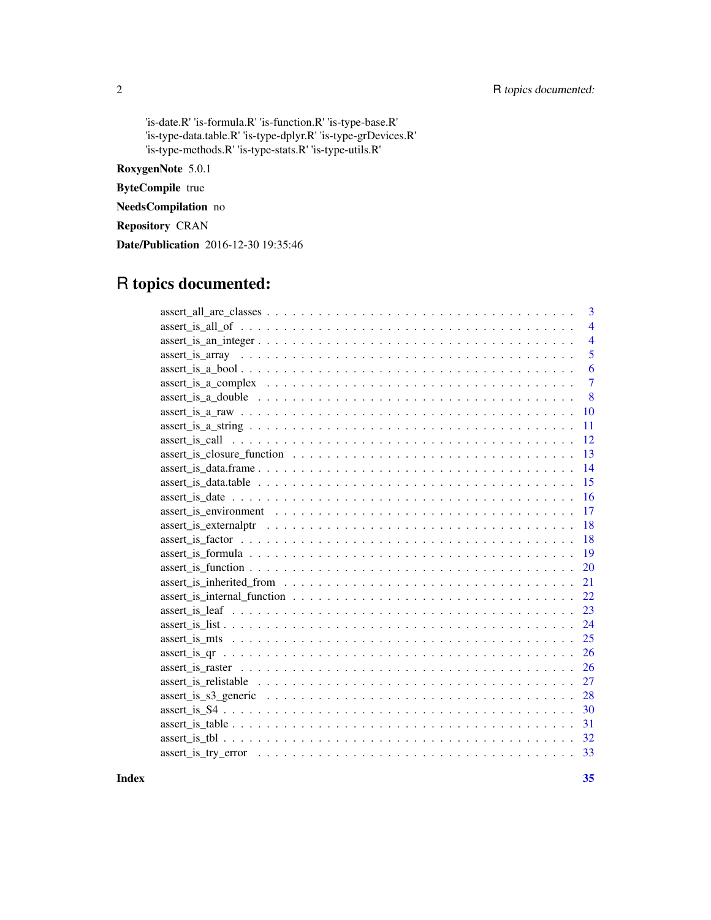'is-date.R' 'is-formula.R' 'is-function.R' 'is-type-base.R' 'is-type-data.table.R' 'is-type-dplyr.R' 'is-type-grDevices.R' 'is-type-methods.R' 'is-type-stats.R' 'is-type-utils.R'

**RoxygenNote** 5.0.1

**ByteCompile** true

**NeedsCompilation** no

**Repository** CRAN

**Date/Publication** 2016-12-30 19:35:46

# R topics documented:

assert_all_are_classes . . . . . . . . . . . . . . . . . . . . . . . . . . . . . . . . . . 3
assert_is_all_of . . . . . . . . . . . . . . . . . . . . . . . . . . . . . . . . . . 4
assert_is_an_integer . . . . . . . . . . . . . . . . . . . . . . . . . . . . . . . . . . 4
assert_is_array . . . . . . . . . . . . . . . . . . . . . . . . . . . . . . . . . . 5
assert_is_a_bool . . . . . . . . . . . . . . . . . . . . . . . . . . . . . . . . . . 6
assert_is_a_complex . . . . . . . . . . . . . . . . . . . . . . . . . . . . . . . . . . 7
assert_is_a_double . . . . . . . . . . . . . . . . . . . . . . . . . . . . . . . . . . 8
assert_is_a_raw . . . . . . . . . . . . . . . . . . . . . . . . . . . . . . . . . . 10
assert_is_a_string . . . . . . . . . . . . . . . . . . . . . . . . . . . . . . . . . . 11
assert_is_call . . . . . . . . . . . . . . . . . . . . . . . . . . . . . . . . . . 12
assert_is_closure_function . . . . . . . . . . . . . . . . . . . . . . . . . . . . . . . . . . 13
assert_is_data.frame . . . . . . . . . . . . . . . . . . . . . . . . . . . . . . . . . . 14
assert_is_data.table . . . . . . . . . . . . . . . . . . . . . . . . . . . . . . . . . . 15
assert_is_date . . . . . . . . . . . . . . . . . . . . . . . . . . . . . . . . . . 16
assert_is_environment . . . . . . . . . . . . . . . . . . . . . . . . . . . . . . . . . . 17
assert_is_externalptr . . . . . . . . . . . . . . . . . . . . . . . . . . . . . . . . . . 18
assert_is_factor . . . . . . . . . . . . . . . . . . . . . . . . . . . . . . . . . . 18
assert_is_formula . . . . . . . . . . . . . . . . . . . . . . . . . . . . . . . . . . 19
assert_is_function . . . . . . . . . . . . . . . . . . . . . . . . . . . . . . . . . . 20
assert_is_inherited_from . . . . . . . . . . . . . . . . . . . . . . . . . . . . . . . . . . 21
assert_is_internal_function . . . . . . . . . . . . . . . . . . . . . . . . . . . . . . . . . . 22
assert_is_leaf . . . . . . . . . . . . . . . . . . . . . . . . . . . . . . . . . . 23
assert_is_list . . . . . . . . . . . . . . . . . . . . . . . . . . . . . . . . . . 24
assert_is_mts . . . . . . . . . . . . . . . . . . . . . . . . . . . . . . . . . . 25
assert_is_qr . . . . . . . . . . . . . . . . . . . . . . . . . . . . . . . . . . 26
assert_is_raster . . . . . . . . . . . . . . . . . . . . . . . . . . . . . . . . . . 26
assert_is_relistable . . . . . . . . . . . . . . . . . . . . . . . . . . . . . . . . . . 27
assert_is_s3_generic . . . . . . . . . . . . . . . . . . . . . . . . . . . . . . . . . . 28
assert_is_S4 . . . . . . . . . . . . . . . . . . . . . . . . . . . . . . . . . . 30
assert_is_table . . . . . . . . . . . . . . . . . . . . . . . . . . . . . . . . . . 31
assert_is_tbl . . . . . . . . . . . . . . . . . . . . . . . . . . . . . . . . . . 32
assert_is_try_error . . . . . . . . . . . . . . . . . . . . . . . . . . . . . . . . . . 33

**Index** **35**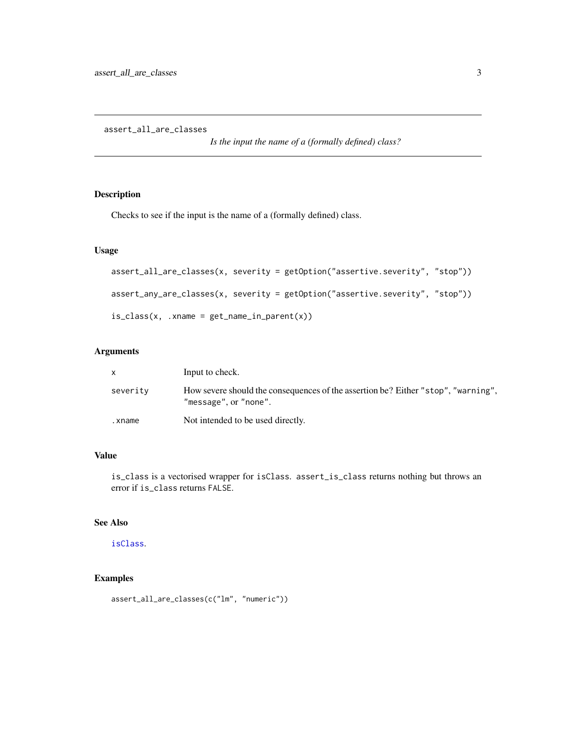# assert_all_are_classes

*Is the input the name of a (formally defined) class?*

## Description

Checks to see if the input is the name of a (formally defined) class.

## Usage

```
assert_all_are_classes(x, severity = getOption("assertive.severity", "stop"))

assert_any_are_classes(x, severity = getOption("assertive.severity", "stop"))

is_class(x, .xname = get_name_in_parent(x))
```

## Arguments

| | |
|---|---|
| `x` | Input to check. |
| `severity` | How severe should the consequences of the assertion be? Either `"stop"`, `"warning"`, `"message"`, or `"none"`. |
| `.xname` | Not intended to be used directly. |

## Value

`is_class` is a vectorised wrapper for `isClass`. `assert_is_class` returns nothing but throws an error if `is_class` returns `FALSE`.

## See Also

`isClass`.

## Examples

```
assert_all_are_classes(c("lm", "numeric"))
```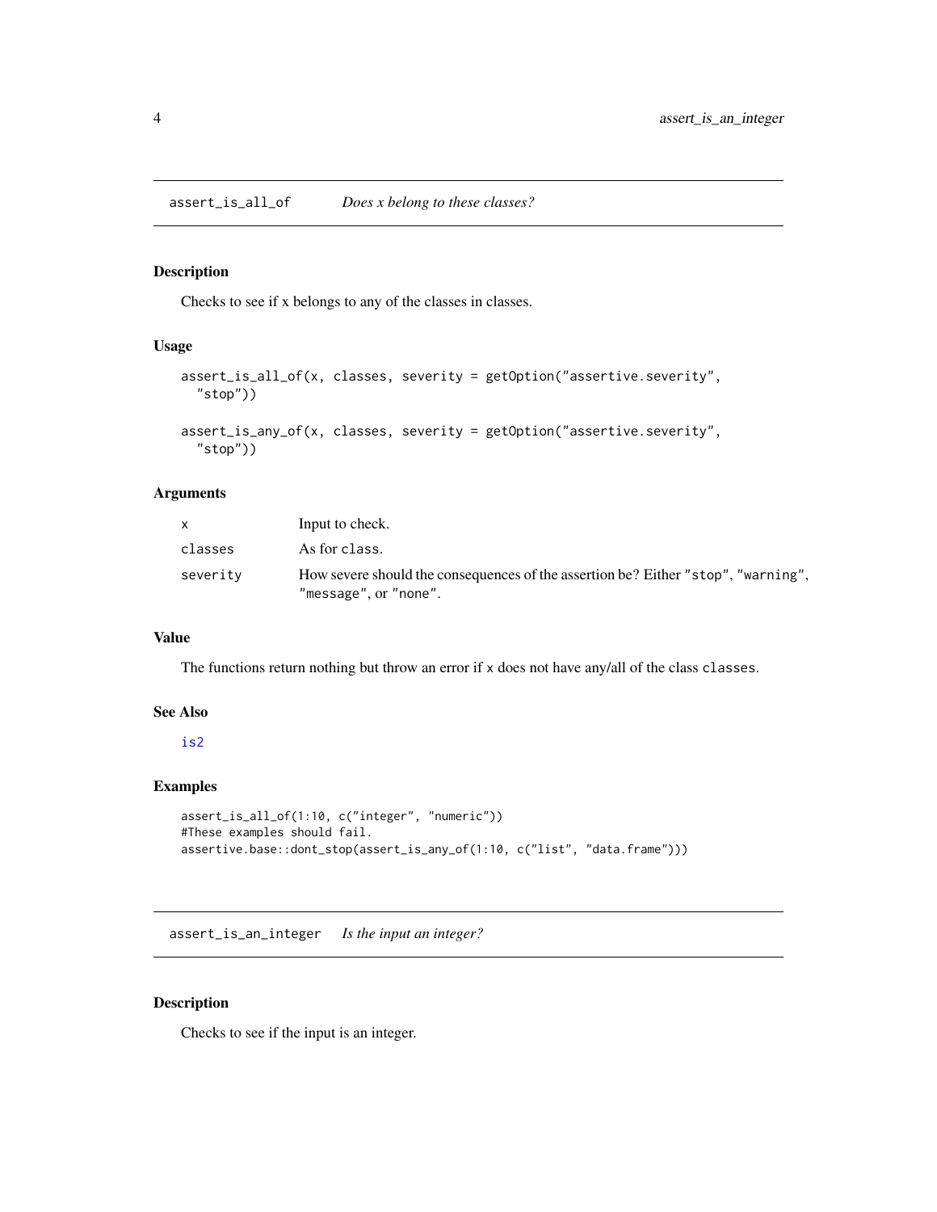## assert_is_all_of — *Does x belong to these classes?*

### Description

Checks to see if x belongs to any of the classes in classes.

### Usage

```
assert_is_all_of(x, classes, severity = getOption("assertive.severity",
  "stop"))

assert_is_any_of(x, classes, severity = getOption("assertive.severity",
  "stop"))
```

### Arguments

| | |
|---|---|
| `x` | Input to check. |
| `classes` | As for `class`. |
| `severity` | How severe should the consequences of the assertion be? Either `"stop"`, `"warning"`, `"message"`, or `"none"`. |

### Value

The functions return nothing but throw an error if `x` does not have any/all of the class `classes`.

### See Also

`is2`

### Examples

```
assert_is_all_of(1:10, c("integer", "numeric"))
#These examples should fail.
assertive.base::dont_stop(assert_is_any_of(1:10, c("list", "data.frame")))
```

## assert_is_an_integer — *Is the input an integer?*

### Description

Checks to see if the input is an integer.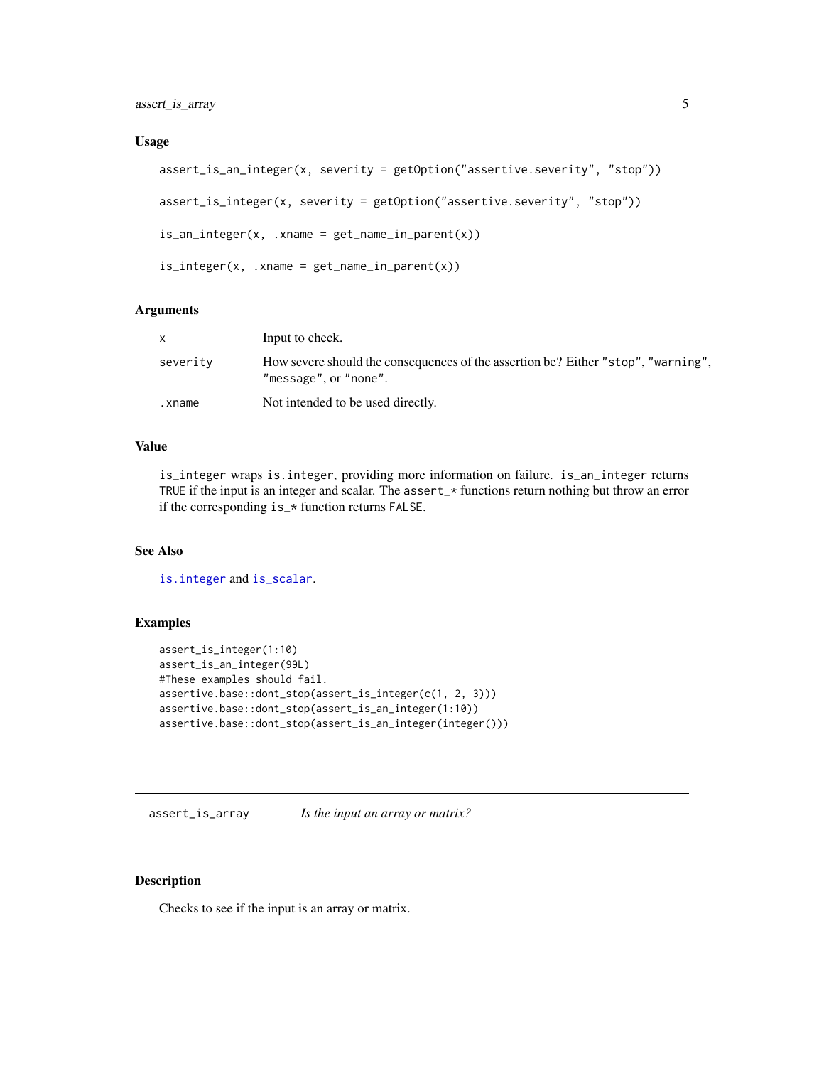### Usage

```
assert_is_an_integer(x, severity = getOption("assertive.severity", "stop"))

assert_is_integer(x, severity = getOption("assertive.severity", "stop"))

is_an_integer(x, .xname = get_name_in_parent(x))

is_integer(x, .xname = get_name_in_parent(x))
```

### Arguments

| | |
|---|---|
| x | Input to check. |
| severity | How severe should the consequences of the assertion be? Either "stop", "warning", "message", or "none". |
| .xname | Not intended to be used directly. |

### Value

`is_integer` wraps `is.integer`, providing more information on failure. `is_an_integer` returns `TRUE` if the input is an integer and scalar. The `assert_*` functions return nothing but throw an error if the corresponding `is_*` function returns `FALSE`.

### See Also

`is.integer` and `is_scalar`.

### Examples

```
assert_is_integer(1:10)
assert_is_an_integer(99L)
#These examples should fail.
assertive.base::dont_stop(assert_is_integer(c(1, 2, 3)))
assertive.base::dont_stop(assert_is_an_integer(1:10))
assertive.base::dont_stop(assert_is_an_integer(integer()))
```

---

## assert_is_array *Is the input an array or matrix?*

---

### Description

Checks to see if the input is an array or matrix.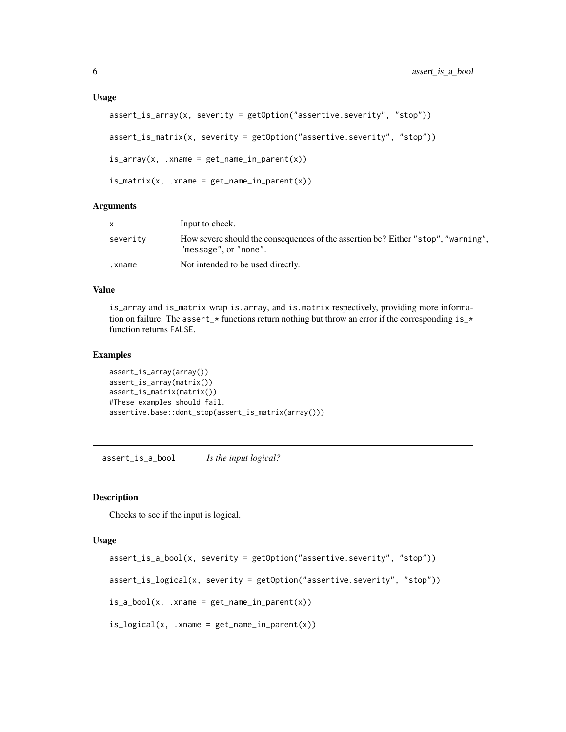### Usage

```
assert_is_array(x, severity = getOption("assertive.severity", "stop"))

assert_is_matrix(x, severity = getOption("assertive.severity", "stop"))

is_array(x, .xname = get_name_in_parent(x))

is_matrix(x, .xname = get_name_in_parent(x))
```

### Arguments

| | |
|---|---|
| x | Input to check. |
| severity | How severe should the consequences of the assertion be? Either "stop", "warning", "message", or "none". |
| .xname | Not intended to be used directly. |

### Value

`is_array` and `is_matrix` wrap `is.array`, and `is.matrix` respectively, providing more information on failure. The `assert_*` functions return nothing but throw an error if the corresponding `is_*` function returns `FALSE`.

### Examples

```
assert_is_array(array())
assert_is_array(matrix())
assert_is_matrix(matrix())
#These examples should fail.
assertive.base::dont_stop(assert_is_matrix(array()))
```

## assert_is_a_bool *Is the input logical?*

### Description

Checks to see if the input is logical.

### Usage

```
assert_is_a_bool(x, severity = getOption("assertive.severity", "stop"))

assert_is_logical(x, severity = getOption("assertive.severity", "stop"))

is_a_bool(x, .xname = get_name_in_parent(x))

is_logical(x, .xname = get_name_in_parent(x))
```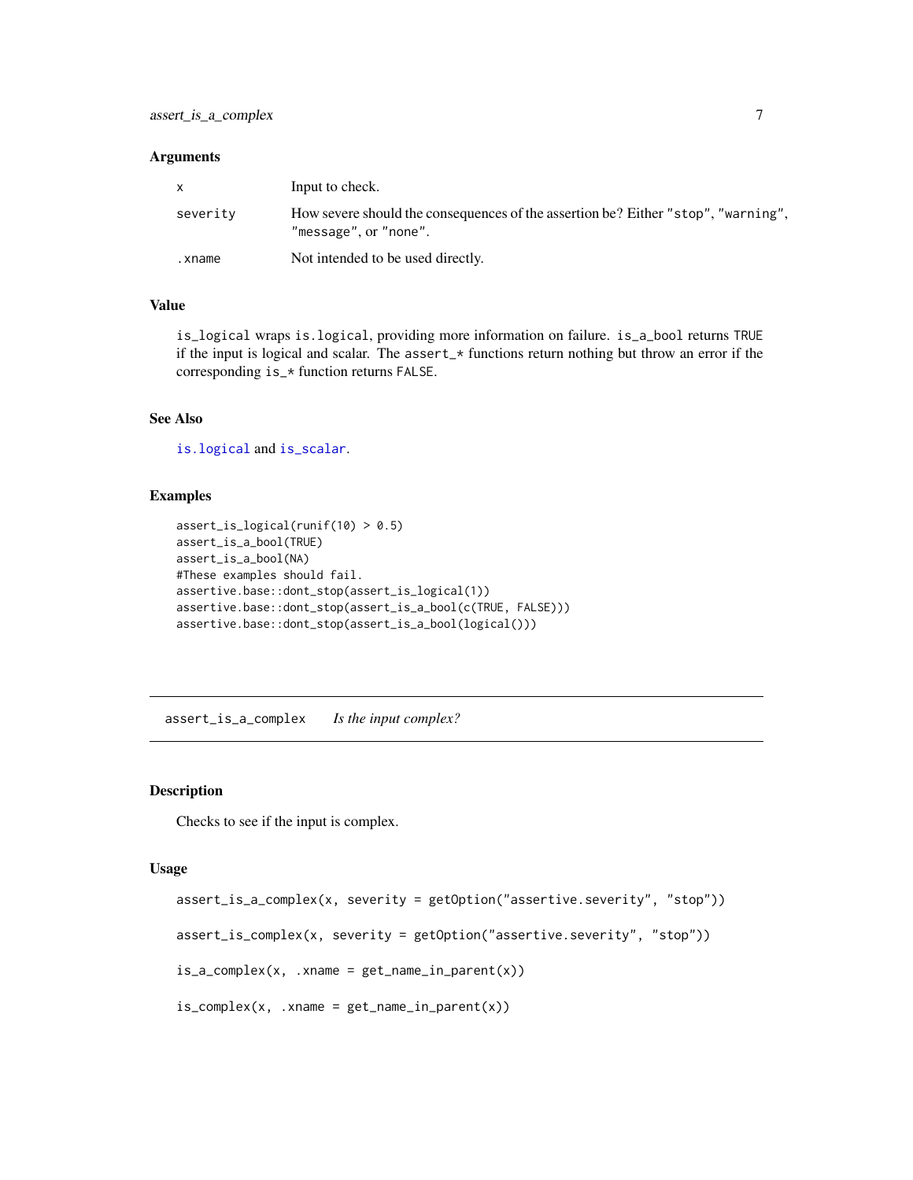### Arguments

| | |
|---|---|
| x | Input to check. |
| severity | How severe should the consequences of the assertion be? Either "stop", "warning", "message", or "none". |
| .xname | Not intended to be used directly. |

### Value

is_logical wraps is.logical, providing more information on failure. is_a_bool returns TRUE if the input is logical and scalar. The assert_* functions return nothing but throw an error if the corresponding is_* function returns FALSE.

### See Also

is.logical and is_scalar.

### Examples

```
assert_is_logical(runif(10) > 0.5)
assert_is_a_bool(TRUE)
assert_is_a_bool(NA)
#These examples should fail.
assertive.base::dont_stop(assert_is_logical(1))
assertive.base::dont_stop(assert_is_a_bool(c(TRUE, FALSE)))
assertive.base::dont_stop(assert_is_a_bool(logical()))
```

---

## assert_is_a_complex *Is the input complex?*

### Description

Checks to see if the input is complex.

### Usage

```
assert_is_a_complex(x, severity = getOption("assertive.severity", "stop"))

assert_is_complex(x, severity = getOption("assertive.severity", "stop"))

is_a_complex(x, .xname = get_name_in_parent(x))

is_complex(x, .xname = get_name_in_parent(x))
```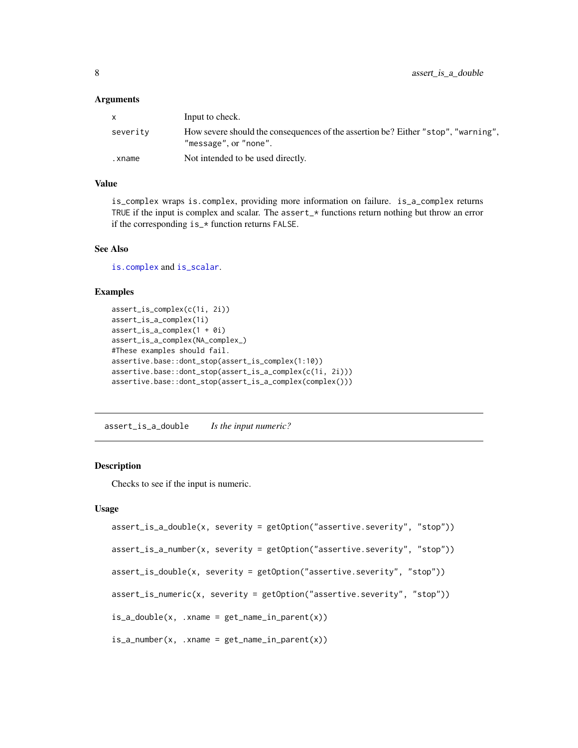### Arguments

| | |
|---|---|
| x | Input to check. |
| severity | How severe should the consequences of the assertion be? Either "stop", "warning", "message", or "none". |
| .xname | Not intended to be used directly. |

### Value

`is_complex` wraps `is.complex`, providing more information on failure. `is_a_complex` returns `TRUE` if the input is complex and scalar. The `assert_*` functions return nothing but throw an error if the corresponding `is_*` function returns `FALSE`.

### See Also

`is.complex` and `is_scalar`.

### Examples

```
assert_is_complex(c(1i, 2i))
assert_is_a_complex(1i)
assert_is_a_complex(1 + 0i)
assert_is_a_complex(NA_complex_)
#These examples should fail.
assertive.base::dont_stop(assert_is_complex(1:10))
assertive.base::dont_stop(assert_is_a_complex(c(1i, 2i)))
assertive.base::dont_stop(assert_is_a_complex(complex()))
```

## assert_is_a_double — *Is the input numeric?*

### Description

Checks to see if the input is numeric.

### Usage

```
assert_is_a_double(x, severity = getOption("assertive.severity", "stop"))

assert_is_a_number(x, severity = getOption("assertive.severity", "stop"))

assert_is_double(x, severity = getOption("assertive.severity", "stop"))

assert_is_numeric(x, severity = getOption("assertive.severity", "stop"))

is_a_double(x, .xname = get_name_in_parent(x))

is_a_number(x, .xname = get_name_in_parent(x))
```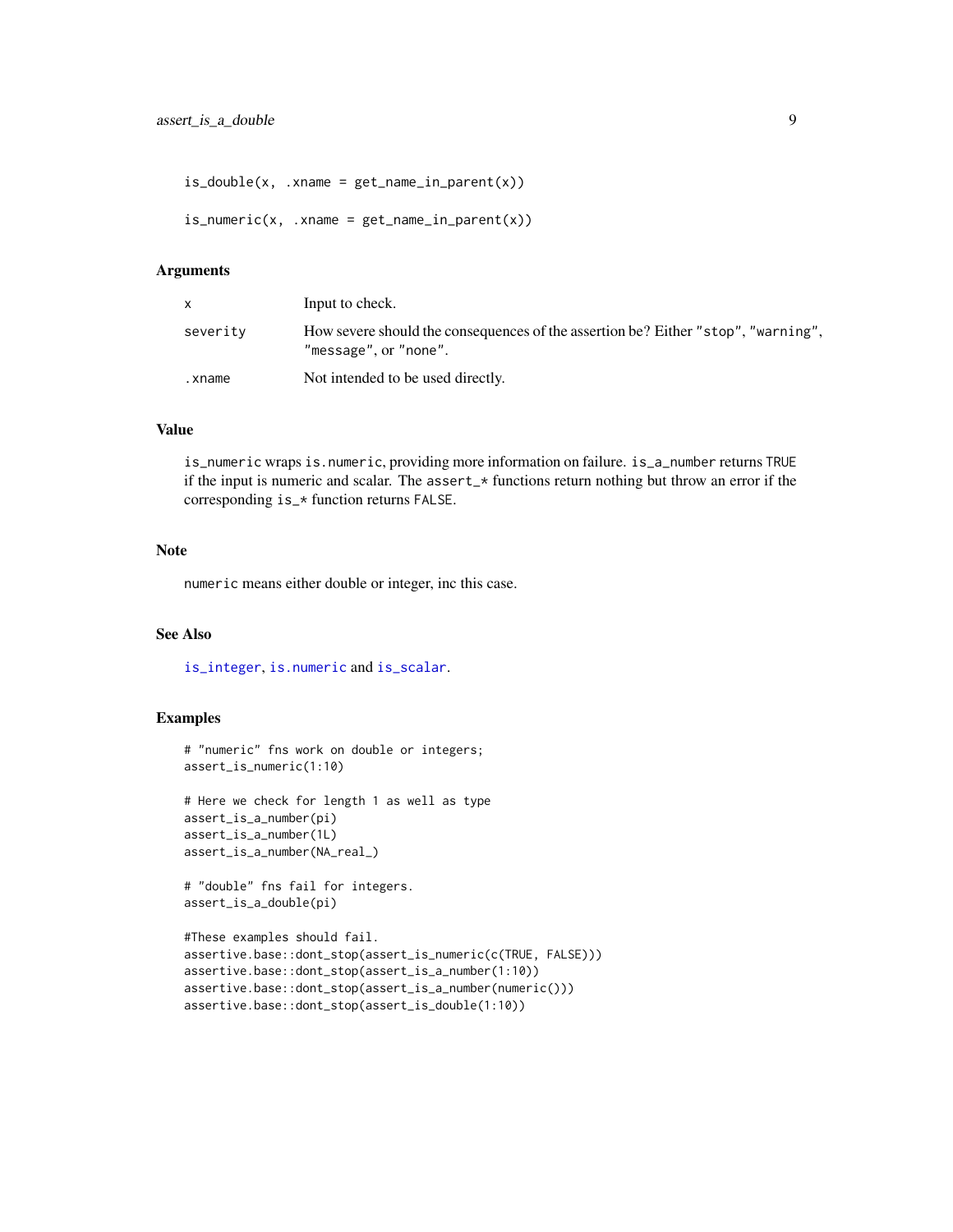```
is_double(x, .xname = get_name_in_parent(x))

is_numeric(x, .xname = get_name_in_parent(x))
```

### Arguments

| | |
|---|---|
| x | Input to check. |
| severity | How severe should the consequences of the assertion be? Either "stop", "warning", "message", or "none". |
| .xname | Not intended to be used directly. |

### Value

`is_numeric` wraps `is.numeric`, providing more information on failure. `is_a_number` returns `TRUE` if the input is numeric and scalar. The `assert_*` functions return nothing but throw an error if the corresponding `is_*` function returns `FALSE`.

### Note

`numeric` means either double or integer, inc this case.

### See Also

`is_integer`, `is.numeric` and `is_scalar`.

### Examples

```
# "numeric" fns work on double or integers;
assert_is_numeric(1:10)

# Here we check for length 1 as well as type
assert_is_a_number(pi)
assert_is_a_number(1L)
assert_is_a_number(NA_real_)

# "double" fns fail for integers.
assert_is_a_double(pi)

#These examples should fail.
assertive.base::dont_stop(assert_is_numeric(c(TRUE, FALSE)))
assertive.base::dont_stop(assert_is_a_number(1:10))
assertive.base::dont_stop(assert_is_a_number(numeric()))
assertive.base::dont_stop(assert_is_double(1:10))
```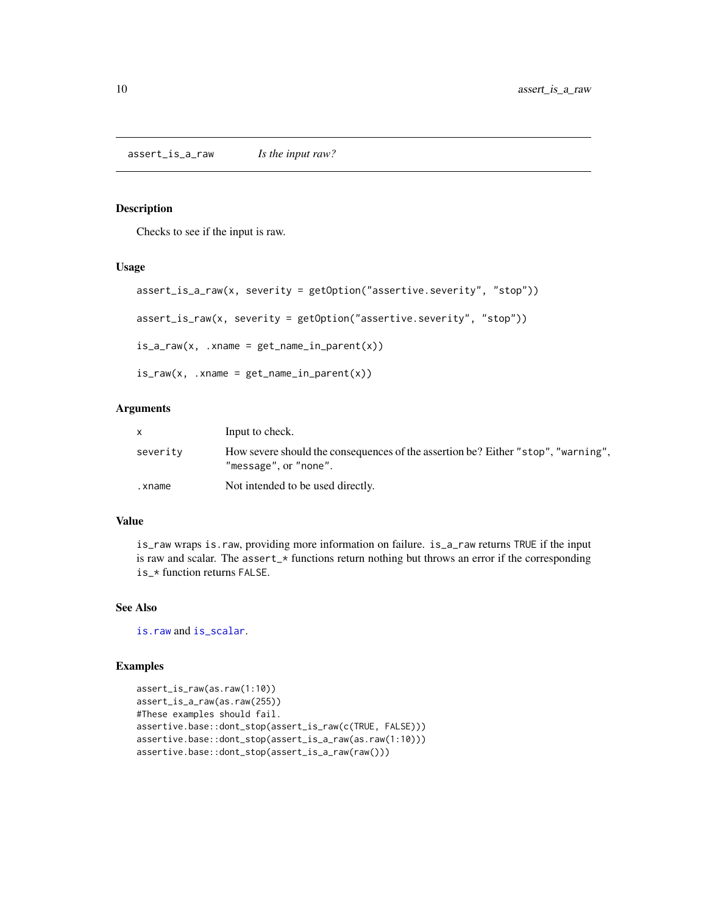## assert_is_a_raw *Is the input raw?*

### Description

Checks to see if the input is raw.

### Usage

```
assert_is_a_raw(x, severity = getOption("assertive.severity", "stop"))

assert_is_raw(x, severity = getOption("assertive.severity", "stop"))

is_a_raw(x, .xname = get_name_in_parent(x))

is_raw(x, .xname = get_name_in_parent(x))
```

### Arguments

| | |
|---|---|
| x | Input to check. |
| severity | How severe should the consequences of the assertion be? Either "stop", "warning", "message", or "none". |
| .xname | Not intended to be used directly. |

### Value

`is_raw` wraps `is.raw`, providing more information on failure. `is_a_raw` returns `TRUE` if the input is raw and scalar. The `assert_*` functions return nothing but throws an error if the corresponding `is_*` function returns `FALSE`.

### See Also

`is.raw` and `is_scalar`.

### Examples

```
assert_is_raw(as.raw(1:10))
assert_is_a_raw(as.raw(255))
#These examples should fail.
assertive.base::dont_stop(assert_is_raw(c(TRUE, FALSE)))
assertive.base::dont_stop(assert_is_a_raw(as.raw(1:10)))
assertive.base::dont_stop(assert_is_a_raw(raw()))
```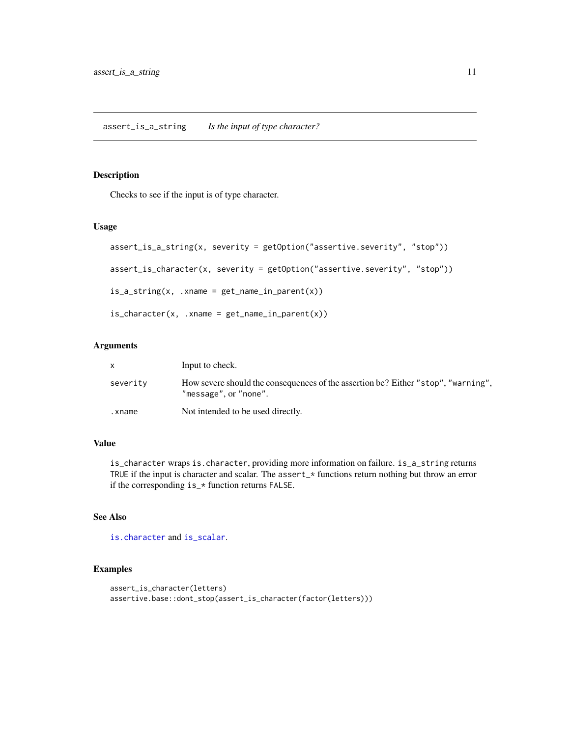## assert_is_a_string — *Is the input of type character?*

### Description

Checks to see if the input is of type character.

### Usage

```
assert_is_a_string(x, severity = getOption("assertive.severity", "stop"))

assert_is_character(x, severity = getOption("assertive.severity", "stop"))

is_a_string(x, .xname = get_name_in_parent(x))

is_character(x, .xname = get_name_in_parent(x))
```

### Arguments

| | |
|---|---|
| `x` | Input to check. |
| `severity` | How severe should the consequences of the assertion be? Either `"stop"`, `"warning"`, `"message"`, or `"none"`. |
| `.xname` | Not intended to be used directly. |

### Value

`is_character` wraps `is.character`, providing more information on failure. `is_a_string` returns `TRUE` if the input is character and scalar. The `assert_*` functions return nothing but throw an error if the corresponding `is_*` function returns `FALSE`.

### See Also

`is.character` and `is_scalar`.

### Examples

```
assert_is_character(letters)
assertive.base::dont_stop(assert_is_character(factor(letters)))
```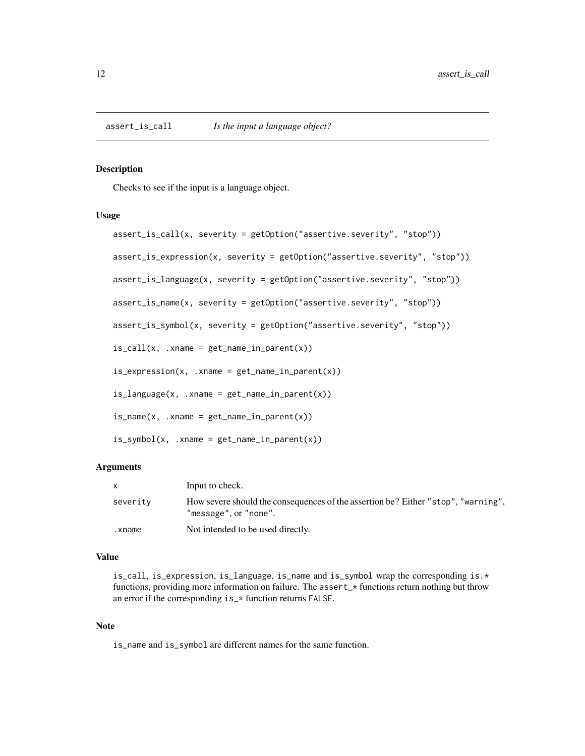## assert_is_call *Is the input a language object?*

### Description

Checks to see if the input is a language object.

### Usage

```
assert_is_call(x, severity = getOption("assertive.severity", "stop"))

assert_is_expression(x, severity = getOption("assertive.severity", "stop"))

assert_is_language(x, severity = getOption("assertive.severity", "stop"))

assert_is_name(x, severity = getOption("assertive.severity", "stop"))

assert_is_symbol(x, severity = getOption("assertive.severity", "stop"))

is_call(x, .xname = get_name_in_parent(x))

is_expression(x, .xname = get_name_in_parent(x))

is_language(x, .xname = get_name_in_parent(x))

is_name(x, .xname = get_name_in_parent(x))

is_symbol(x, .xname = get_name_in_parent(x))
```

### Arguments

| | |
|---|---|
| `x` | Input to check. |
| `severity` | How severe should the consequences of the assertion be? Either `"stop"`, `"warning"`, `"message"`, or `"none"`. |
| `.xname` | Not intended to be used directly. |

### Value

`is_call`, `is_expression`, `is_language`, `is_name` and `is_symbol` wrap the corresponding `is.*` functions, providing more information on failure. The `assert_*` functions return nothing but throw an error if the corresponding `is_*` function returns `FALSE`.

### Note

`is_name` and `is_symbol` are different names for the same function.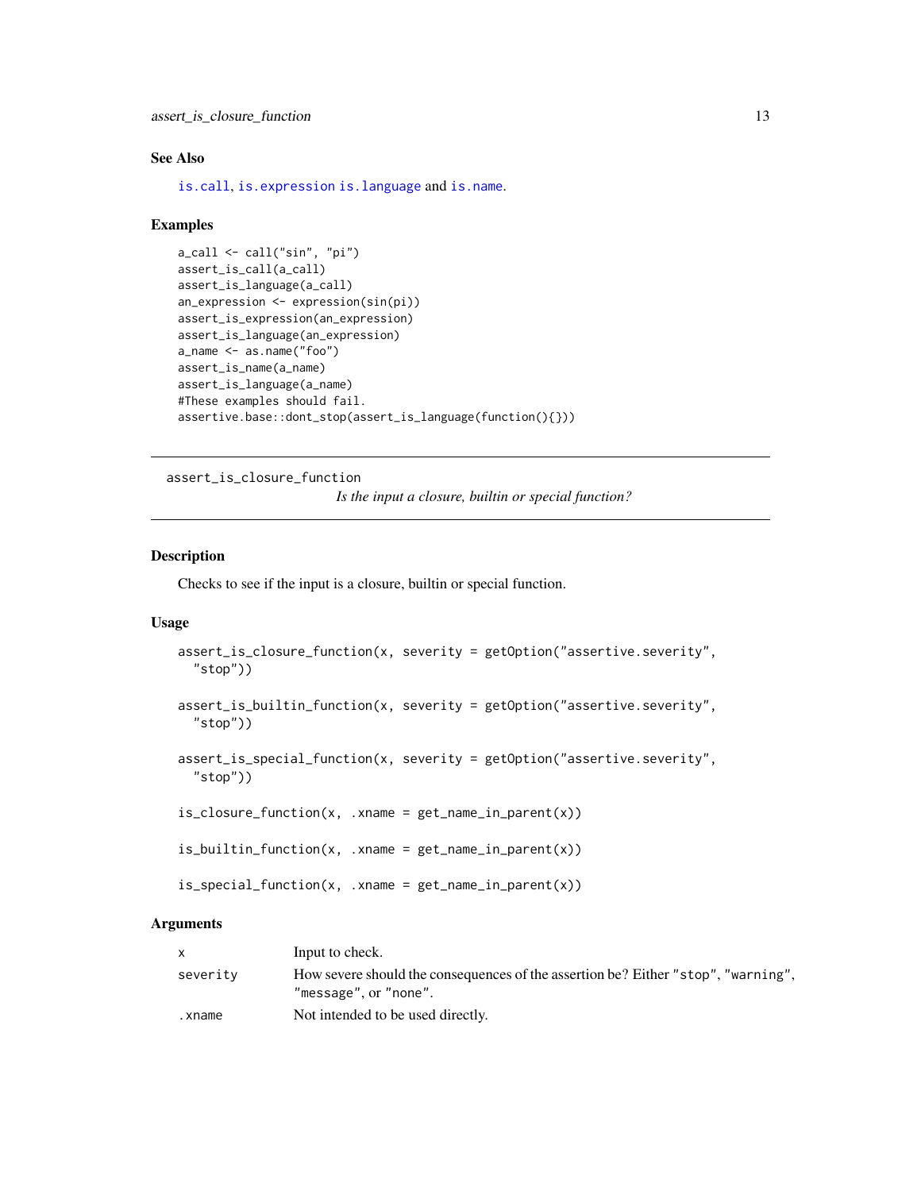### See Also

`is.call`, `is.expression` `is.language` and `is.name`.

### Examples

```
a_call <- call("sin", "pi")
assert_is_call(a_call)
assert_is_language(a_call)
an_expression <- expression(sin(pi))
assert_is_expression(an_expression)
assert_is_language(an_expression)
a_name <- as.name("foo")
assert_is_name(a_name)
assert_is_language(a_name)
#These examples should fail.
assertive.base::dont_stop(assert_is_language(function(){}))
```

---

## assert_is_closure_function

*Is the input a closure, builtin or special function?*

---

### Description

Checks to see if the input is a closure, builtin or special function.

### Usage

```
assert_is_closure_function(x, severity = getOption("assertive.severity",
  "stop"))

assert_is_builtin_function(x, severity = getOption("assertive.severity",
  "stop"))

assert_is_special_function(x, severity = getOption("assertive.severity",
  "stop"))

is_closure_function(x, .xname = get_name_in_parent(x))

is_builtin_function(x, .xname = get_name_in_parent(x))

is_special_function(x, .xname = get_name_in_parent(x))
```

### Arguments

| | |
|---|---|
| `x` | Input to check. |
| `severity` | How severe should the consequences of the assertion be? Either `"stop"`, `"warning"`, `"message"`, or `"none"`. |
| `.xname` | Not intended to be used directly. |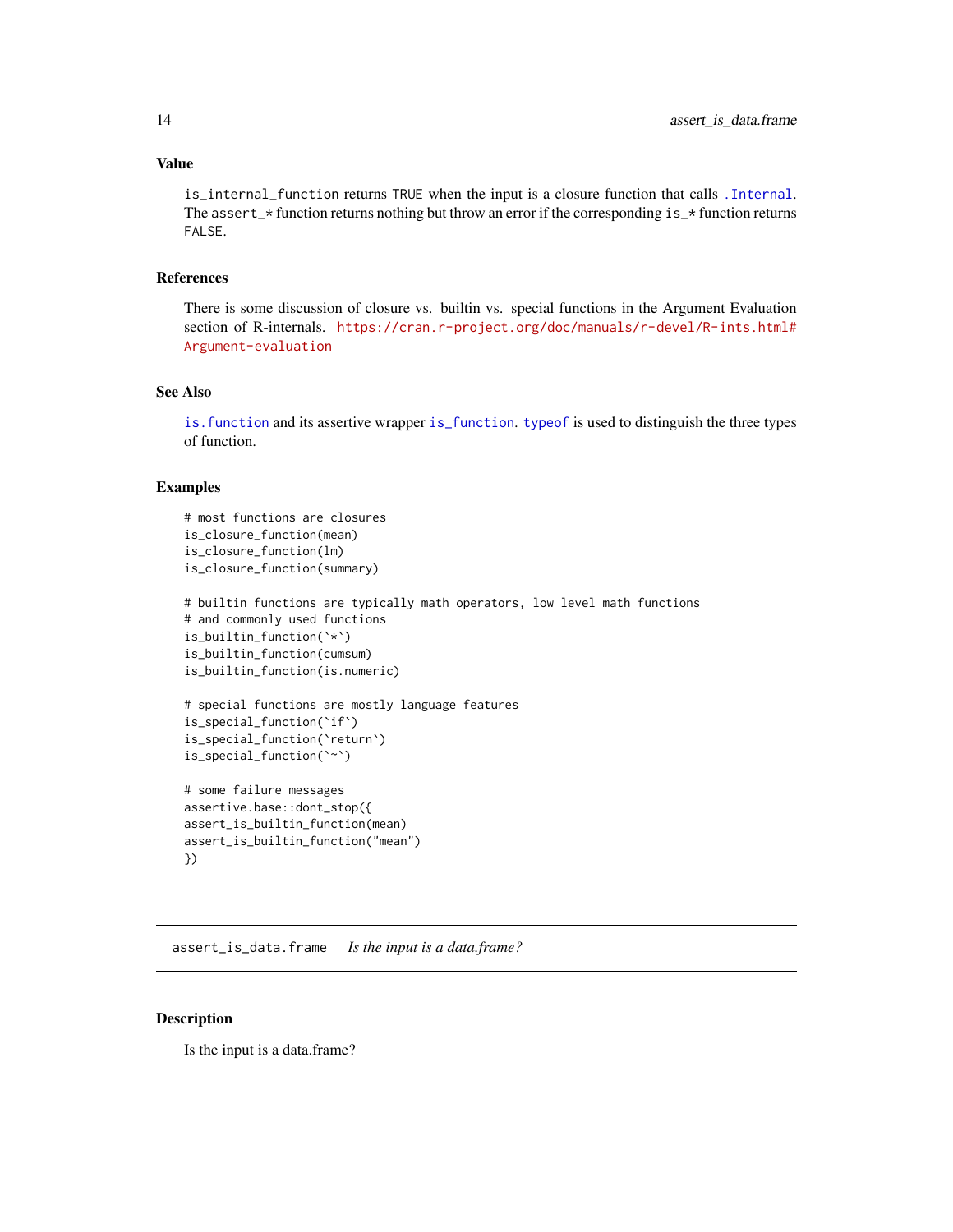### Value

`is_internal_function` returns `TRUE` when the input is a closure function that calls `.Internal`. The `assert_*` function returns nothing but throw an error if the corresponding `is_*` function returns `FALSE`.

### References

There is some discussion of closure vs. builtin vs. special functions in the Argument Evaluation section of R-internals. https://cran.r-project.org/doc/manuals/r-devel/R-ints.html#Argument-evaluation

### See Also

`is.function` and its assertive wrapper `is_function`. `typeof` is used to distinguish the three types of function.

### Examples

```
# most functions are closures
is_closure_function(mean)
is_closure_function(lm)
is_closure_function(summary)

# builtin functions are typically math operators, low level math functions
# and commonly used functions
is_builtin_function(`*`)
is_builtin_function(cumsum)
is_builtin_function(is.numeric)

# special functions are mostly language features
is_special_function(`if`)
is_special_function(`return`)
is_special_function(`~`)

# some failure messages
assertive.base::dont_stop({
assert_is_builtin_function(mean)
assert_is_builtin_function("mean")
})
```

---

## assert_is_data.frame *Is the input is a data.frame?*

### Description

Is the input is a data.frame?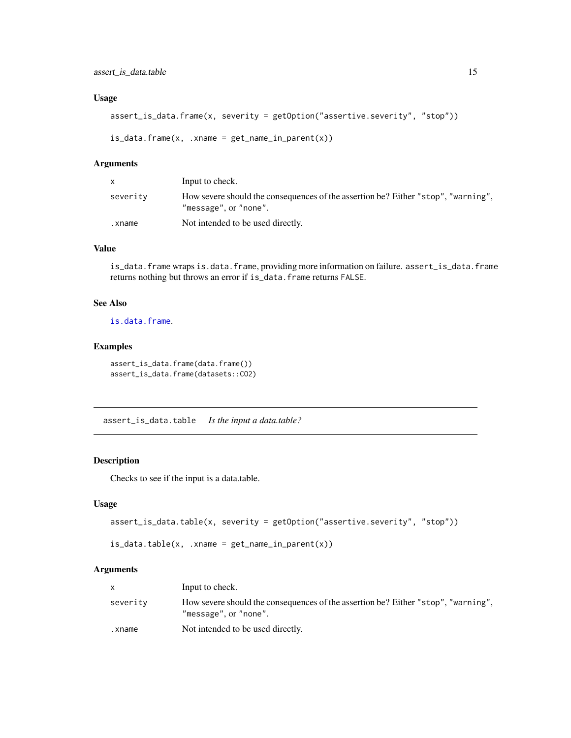### Usage

```
assert_is_data.frame(x, severity = getOption("assertive.severity", "stop"))

is_data.frame(x, .xname = get_name_in_parent(x))
```

### Arguments

| | |
|---|---|
| x | Input to check. |
| severity | How severe should the consequences of the assertion be? Either "stop", "warning", "message", or "none". |
| .xname | Not intended to be used directly. |

### Value

`is_data.frame` wraps `is.data.frame`, providing more information on failure. `assert_is_data.frame` returns nothing but throws an error if `is_data.frame` returns `FALSE`.

### See Also

`is.data.frame`.

### Examples

```
assert_is_data.frame(data.frame())
assert_is_data.frame(datasets::CO2)
```

---

## assert_is_data.table    *Is the input a data.table?*

---

### Description

Checks to see if the input is a data.table.

### Usage

```
assert_is_data.table(x, severity = getOption("assertive.severity", "stop"))

is_data.table(x, .xname = get_name_in_parent(x))
```

### Arguments

| | |
|---|---|
| x | Input to check. |
| severity | How severe should the consequences of the assertion be? Either "stop", "warning", "message", or "none". |
| .xname | Not intended to be used directly. |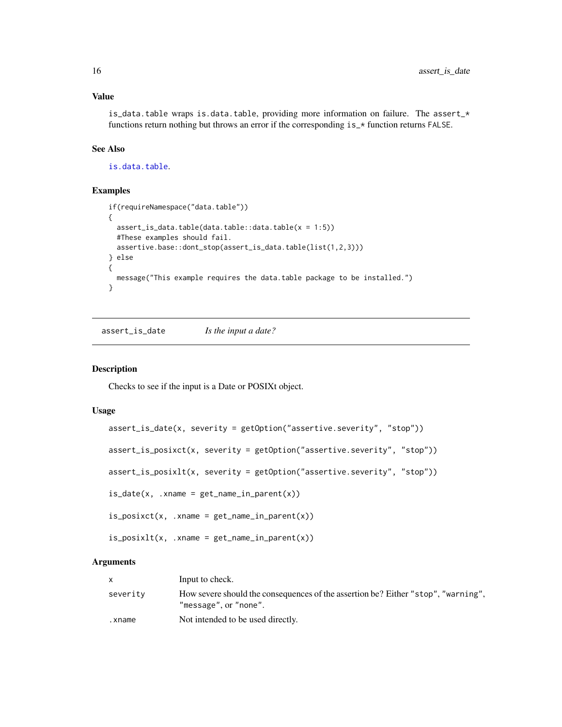### Value

is_data.table wraps is.data.table, providing more information on failure. The assert_* functions return nothing but throws an error if the corresponding is_* function returns FALSE.

### See Also

is.data.table.

### Examples

```
if(requireNamespace("data.table"))
{
  assert_is_data.table(data.table::data.table(x = 1:5))
  #These examples should fail.
  assertive.base::dont_stop(assert_is_data.table(list(1,2,3)))
} else
{
  message("This example requires the data.table package to be installed.")
}
```

---

## assert_is_date *Is the input a date?*

---

### Description

Checks to see if the input is a Date or POSIXt object.

### Usage

```
assert_is_date(x, severity = getOption("assertive.severity", "stop"))

assert_is_posixct(x, severity = getOption("assertive.severity", "stop"))

assert_is_posixlt(x, severity = getOption("assertive.severity", "stop"))

is_date(x, .xname = get_name_in_parent(x))

is_posixct(x, .xname = get_name_in_parent(x))

is_posixlt(x, .xname = get_name_in_parent(x))
```

### Arguments

| | |
|---|---|
| x | Input to check. |
| severity | How severe should the consequences of the assertion be? Either "stop", "warning", "message", or "none". |
| .xname | Not intended to be used directly. |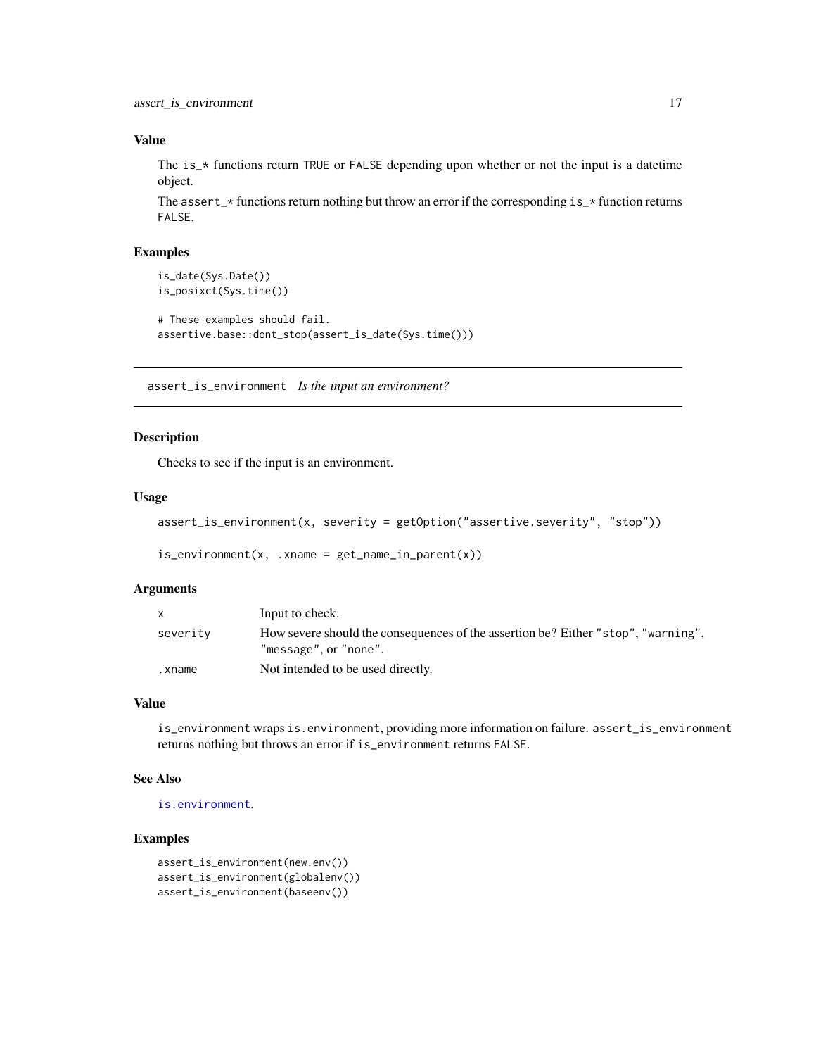### Value

The `is_*` functions return `TRUE` or `FALSE` depending upon whether or not the input is a datetime object.

The `assert_*` functions return nothing but throw an error if the corresponding `is_*` function returns `FALSE`.

### Examples

```
is_date(Sys.Date())
is_posixct(Sys.time())

# These examples should fail.
assertive.base::dont_stop(assert_is_date(Sys.time()))
```

---

## assert_is_environment *Is the input an environment?*

---

### Description

Checks to see if the input is an environment.

### Usage

```
assert_is_environment(x, severity = getOption("assertive.severity", "stop"))

is_environment(x, .xname = get_name_in_parent(x))
```

### Arguments

| | |
|---|---|
| `x` | Input to check. |
| `severity` | How severe should the consequences of the assertion be? Either `"stop"`, `"warning"`, `"message"`, or `"none"`. |
| `.xname` | Not intended to be used directly. |

### Value

`is_environment` wraps `is.environment`, providing more information on failure. `assert_is_environment` returns nothing but throws an error if `is_environment` returns `FALSE`.

### See Also

`is.environment`.

### Examples

```
assert_is_environment(new.env())
assert_is_environment(globalenv())
assert_is_environment(baseenv())
```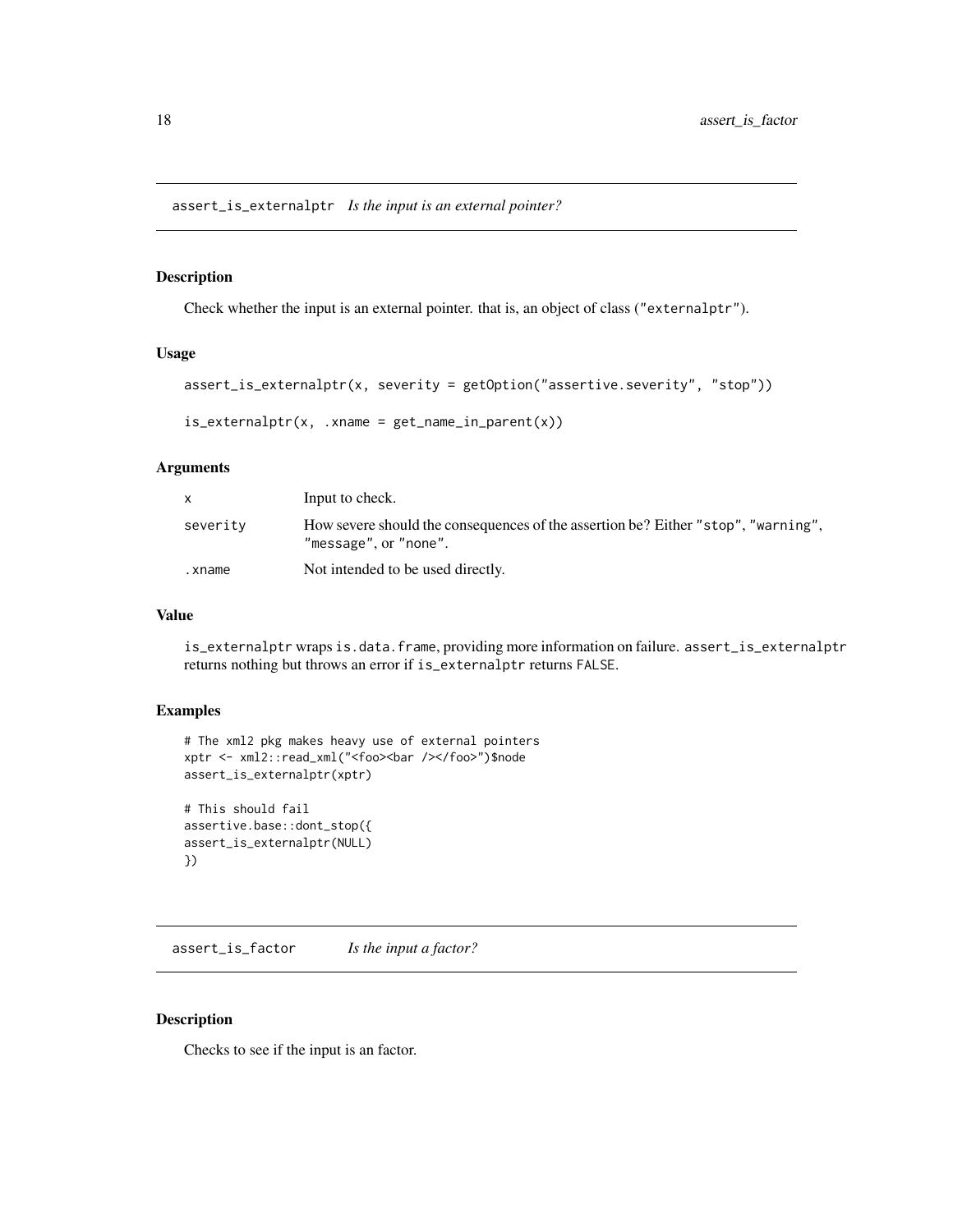## assert_is_externalptr *Is the input is an external pointer?*

### Description

Check whether the input is an external pointer. that is, an object of class ("externalptr").

### Usage

```
assert_is_externalptr(x, severity = getOption("assertive.severity", "stop"))

is_externalptr(x, .xname = get_name_in_parent(x))
```

### Arguments

| | |
|---|---|
| x | Input to check. |
| severity | How severe should the consequences of the assertion be? Either "stop", "warning", "message", or "none". |
| .xname | Not intended to be used directly. |

### Value

`is_externalptr` wraps `is.data.frame`, providing more information on failure. `assert_is_externalptr` returns nothing but throws an error if `is_externalptr` returns `FALSE`.

### Examples

```
# The xml2 pkg makes heavy use of external pointers
xptr <- xml2::read_xml("<foo><bar /></foo>")$node
assert_is_externalptr(xptr)

# This should fail
assertive.base::dont_stop({
assert_is_externalptr(NULL)
})
```

## assert_is_factor *Is the input a factor?*

### Description

Checks to see if the input is an factor.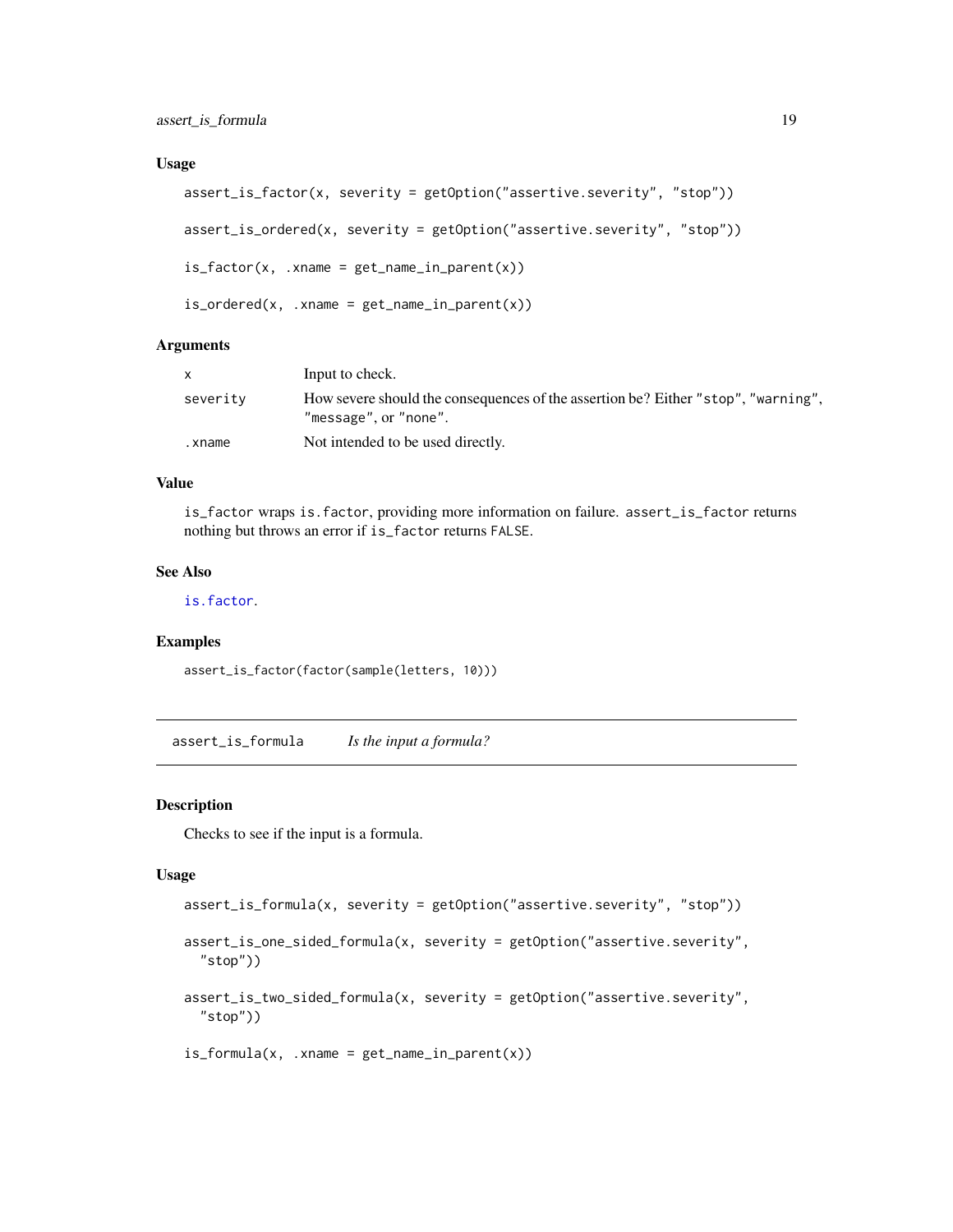### Usage

```
assert_is_factor(x, severity = getOption("assertive.severity", "stop"))

assert_is_ordered(x, severity = getOption("assertive.severity", "stop"))

is_factor(x, .xname = get_name_in_parent(x))

is_ordered(x, .xname = get_name_in_parent(x))
```

### Arguments

| | |
|---|---|
| `x` | Input to check. |
| `severity` | How severe should the consequences of the assertion be? Either "stop", "warning", "message", or "none". |
| `.xname` | Not intended to be used directly. |

### Value

`is_factor` wraps `is.factor`, providing more information on failure. `assert_is_factor` returns nothing but throws an error if `is_factor` returns `FALSE`.

### See Also

`is.factor`.

### Examples

```
assert_is_factor(factor(sample(letters, 10)))
```

---

## assert_is_formula — *Is the input a formula?*

### Description

Checks to see if the input is a formula.

### Usage

```
assert_is_formula(x, severity = getOption("assertive.severity", "stop"))

assert_is_one_sided_formula(x, severity = getOption("assertive.severity",
  "stop"))

assert_is_two_sided_formula(x, severity = getOption("assertive.severity",
  "stop"))

is_formula(x, .xname = get_name_in_parent(x))
```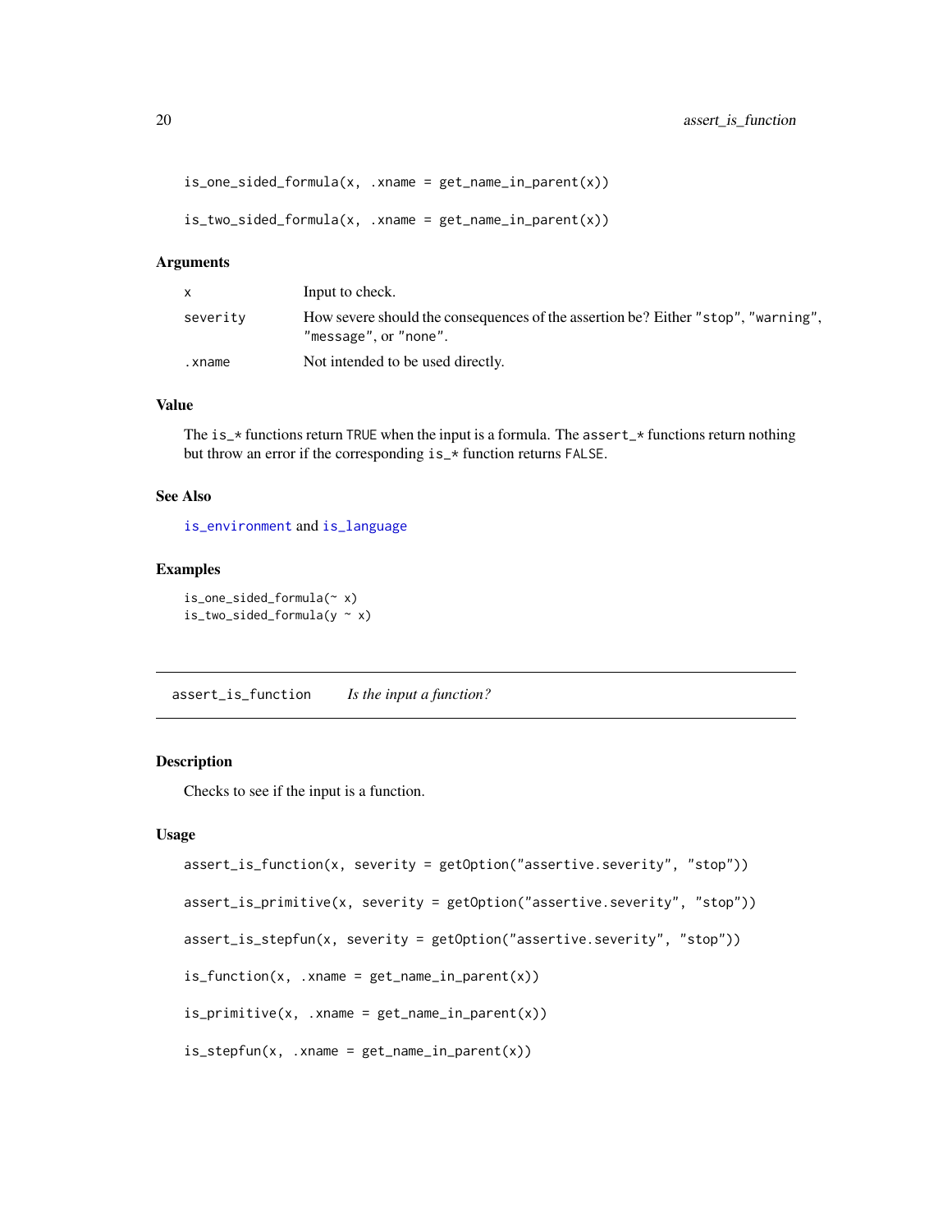```
is_one_sided_formula(x, .xname = get_name_in_parent(x))

is_two_sided_formula(x, .xname = get_name_in_parent(x))
```

### Arguments

| | |
|---|---|
| x | Input to check. |
| severity | How severe should the consequences of the assertion be? Either "stop", "warning", "message", or "none". |
| .xname | Not intended to be used directly. |

### Value

The `is_*` functions return `TRUE` when the input is a formula. The `assert_*` functions return nothing but throw an error if the corresponding `is_*` function returns `FALSE`.

### See Also

`is_environment` and `is_language`

### Examples

```
is_one_sided_formula(~ x)
is_two_sided_formula(y ~ x)
```

---

## assert_is_function *Is the input a function?*

---

### Description

Checks to see if the input is a function.

### Usage

```
assert_is_function(x, severity = getOption("assertive.severity", "stop"))

assert_is_primitive(x, severity = getOption("assertive.severity", "stop"))

assert_is_stepfun(x, severity = getOption("assertive.severity", "stop"))

is_function(x, .xname = get_name_in_parent(x))

is_primitive(x, .xname = get_name_in_parent(x))

is_stepfun(x, .xname = get_name_in_parent(x))
```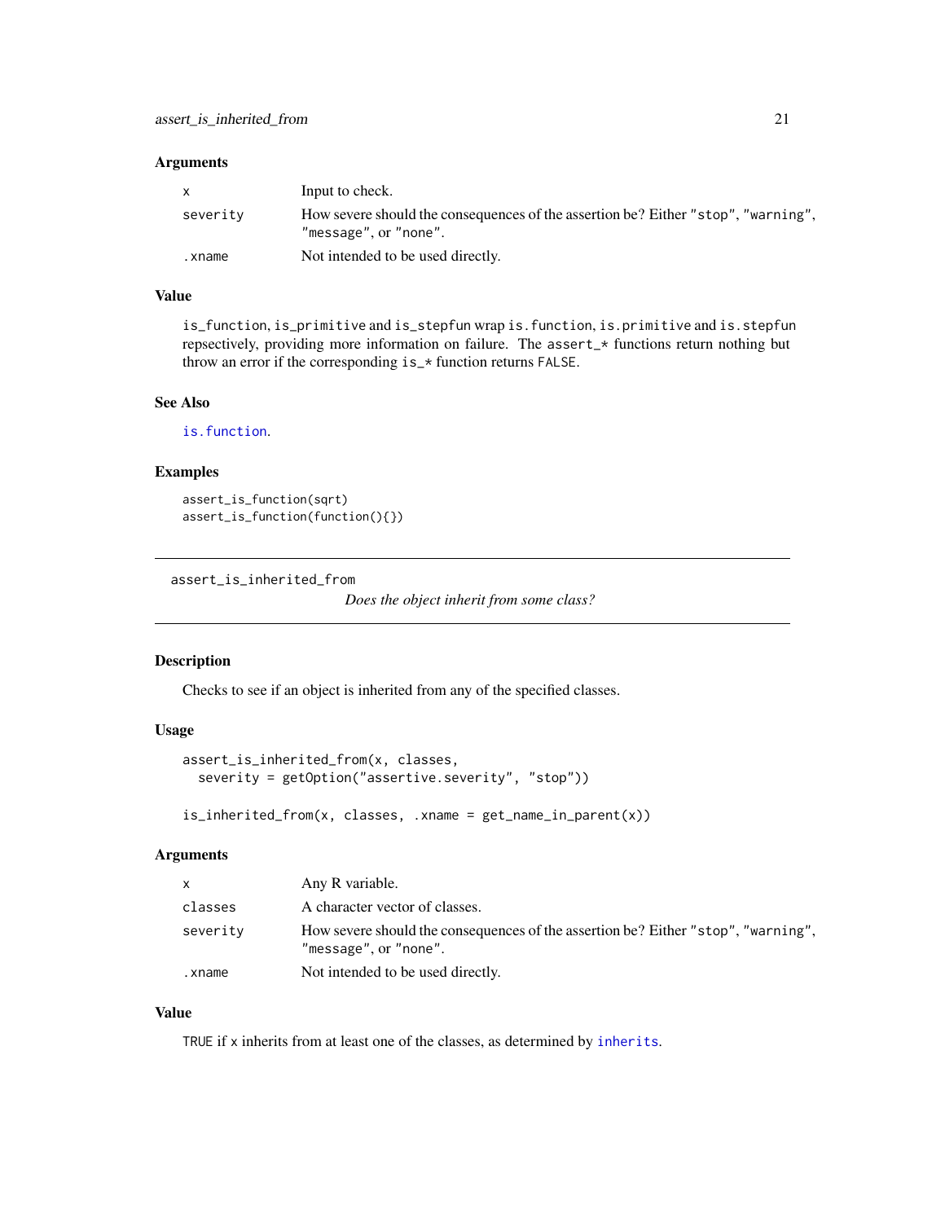### Arguments

| | |
|---|---|
| x | Input to check. |
| severity | How severe should the consequences of the assertion be? Either "stop", "warning", "message", or "none". |
| .xname | Not intended to be used directly. |

### Value

is_function, is_primitive and is_stepfun wrap is.function, is.primitive and is.stepfun repsectively, providing more information on failure. The assert_* functions return nothing but throw an error if the corresponding is_* function returns FALSE.

### See Also

is.function.

### Examples

```
assert_is_function(sqrt)
assert_is_function(function(){})
```

---

## assert_is_inherited_from

*Does the object inherit from some class?*

---

### Description

Checks to see if an object is inherited from any of the specified classes.

### Usage

```
assert_is_inherited_from(x, classes,
  severity = getOption("assertive.severity", "stop"))

is_inherited_from(x, classes, .xname = get_name_in_parent(x))
```

### Arguments

| | |
|---|---|
| x | Any R variable. |
| classes | A character vector of classes. |
| severity | How severe should the consequences of the assertion be? Either "stop", "warning", "message", or "none". |
| .xname | Not intended to be used directly. |

### Value

TRUE if x inherits from at least one of the classes, as determined by inherits.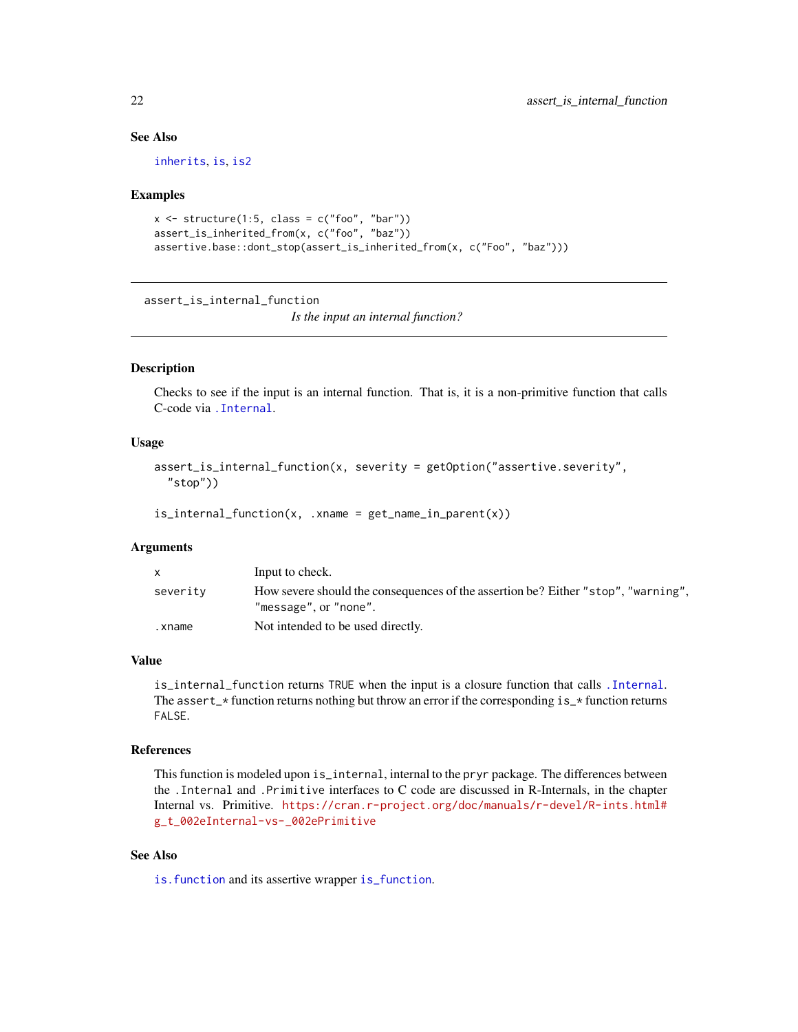### See Also

inherits, is, is2

### Examples

```
x <- structure(1:5, class = c("foo", "bar"))
assert_is_inherited_from(x, c("foo", "baz"))
assertive.base::dont_stop(assert_is_inherited_from(x, c("Foo", "baz")))
```

---

## assert_is_internal_function

*Is the input an internal function?*

---

### Description

Checks to see if the input is an internal function. That is, it is a non-primitive function that calls C-code via `.Internal`.

### Usage

```
assert_is_internal_function(x, severity = getOption("assertive.severity",
  "stop"))

is_internal_function(x, .xname = get_name_in_parent(x))
```

### Arguments

| | |
|---|---|
| `x` | Input to check. |
| `severity` | How severe should the consequences of the assertion be? Either `"stop"`, `"warning"`, `"message"`, or `"none"`. |
| `.xname` | Not intended to be used directly. |

### Value

`is_internal_function` returns `TRUE` when the input is a closure function that calls `.Internal`. The `assert_*` function returns nothing but throw an error if the corresponding `is_*` function returns `FALSE`.

### References

This function is modeled upon `is_internal`, internal to the `pryr` package. The differences between the `.Internal` and `.Primitive` interfaces to C code are discussed in R-Internals, in the chapter Internal vs. Primitive. https://cran.r-project.org/doc/manuals/r-devel/R-ints.html#g_t_002eInternal-vs-_002ePrimitive

### See Also

`is.function` and its assertive wrapper `is_function`.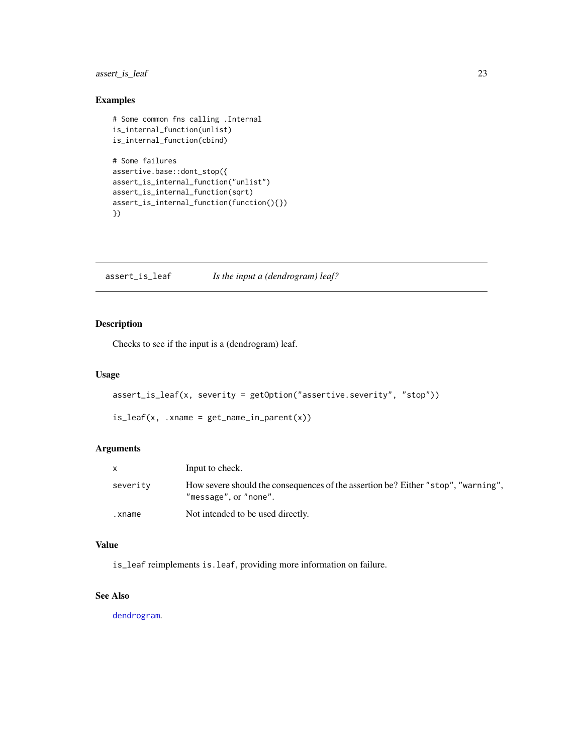## Examples

```
# Some common fns calling .Internal
is_internal_function(unlist)
is_internal_function(cbind)

# Some failures
assertive.base::dont_stop({
assert_is_internal_function("unlist")
assert_is_internal_function(sqrt)
assert_is_internal_function(function(){})
})
```

---

# assert_is_leaf — *Is the input a (dendrogram) leaf?*

---

## Description

Checks to see if the input is a (dendrogram) leaf.

## Usage

```
assert_is_leaf(x, severity = getOption("assertive.severity", "stop"))

is_leaf(x, .xname = get_name_in_parent(x))
```

## Arguments

| | |
|---|---|
| x | Input to check. |
| severity | How severe should the consequences of the assertion be? Either "stop", "warning", "message", or "none". |
| .xname | Not intended to be used directly. |

## Value

is_leaf reimplements is.leaf, providing more information on failure.

## See Also

dendrogram.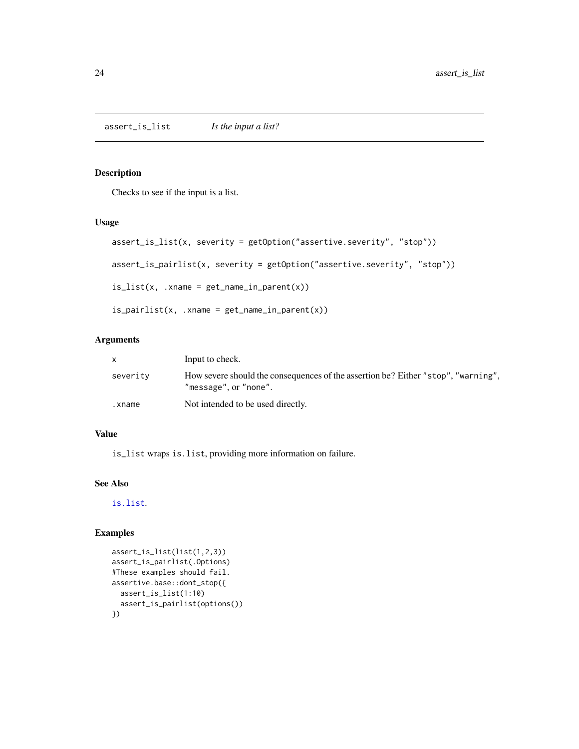assert_is_list *Is the input a list?*

## Description

Checks to see if the input is a list.

## Usage

```
assert_is_list(x, severity = getOption("assertive.severity", "stop"))

assert_is_pairlist(x, severity = getOption("assertive.severity", "stop"))

is_list(x, .xname = get_name_in_parent(x))

is_pairlist(x, .xname = get_name_in_parent(x))
```

## Arguments

| | |
|---|---|
| `x` | Input to check. |
| `severity` | How severe should the consequences of the assertion be? Either `"stop"`, `"warning"`, `"message"`, or `"none"`. |
| `.xname` | Not intended to be used directly. |

## Value

`is_list` wraps `is.list`, providing more information on failure.

## See Also

`is.list`.

## Examples

```
assert_is_list(list(1,2,3))
assert_is_pairlist(.Options)
#These examples should fail.
assertive.base::dont_stop({
  assert_is_list(1:10)
  assert_is_pairlist(options())
})
```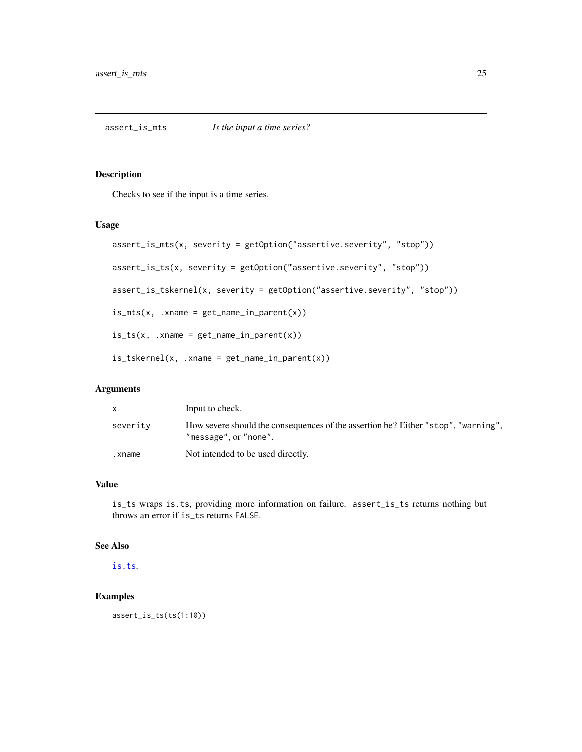## assert_is_mts — *Is the input a time series?*

### Description

Checks to see if the input is a time series.

### Usage

```
assert_is_mts(x, severity = getOption("assertive.severity", "stop"))

assert_is_ts(x, severity = getOption("assertive.severity", "stop"))

assert_is_tskernel(x, severity = getOption("assertive.severity", "stop"))

is_mts(x, .xname = get_name_in_parent(x))

is_ts(x, .xname = get_name_in_parent(x))

is_tskernel(x, .xname = get_name_in_parent(x))
```

### Arguments

| | |
|---|---|
| `x` | Input to check. |
| `severity` | How severe should the consequences of the assertion be? Either `"stop"`, `"warning"`, `"message"`, or `"none"`. |
| `.xname` | Not intended to be used directly. |

### Value

`is_ts` wraps `is.ts`, providing more information on failure. `assert_is_ts` returns nothing but throws an error if `is_ts` returns `FALSE`.

### See Also

`is.ts`.

### Examples

```
assert_is_ts(ts(1:10))
```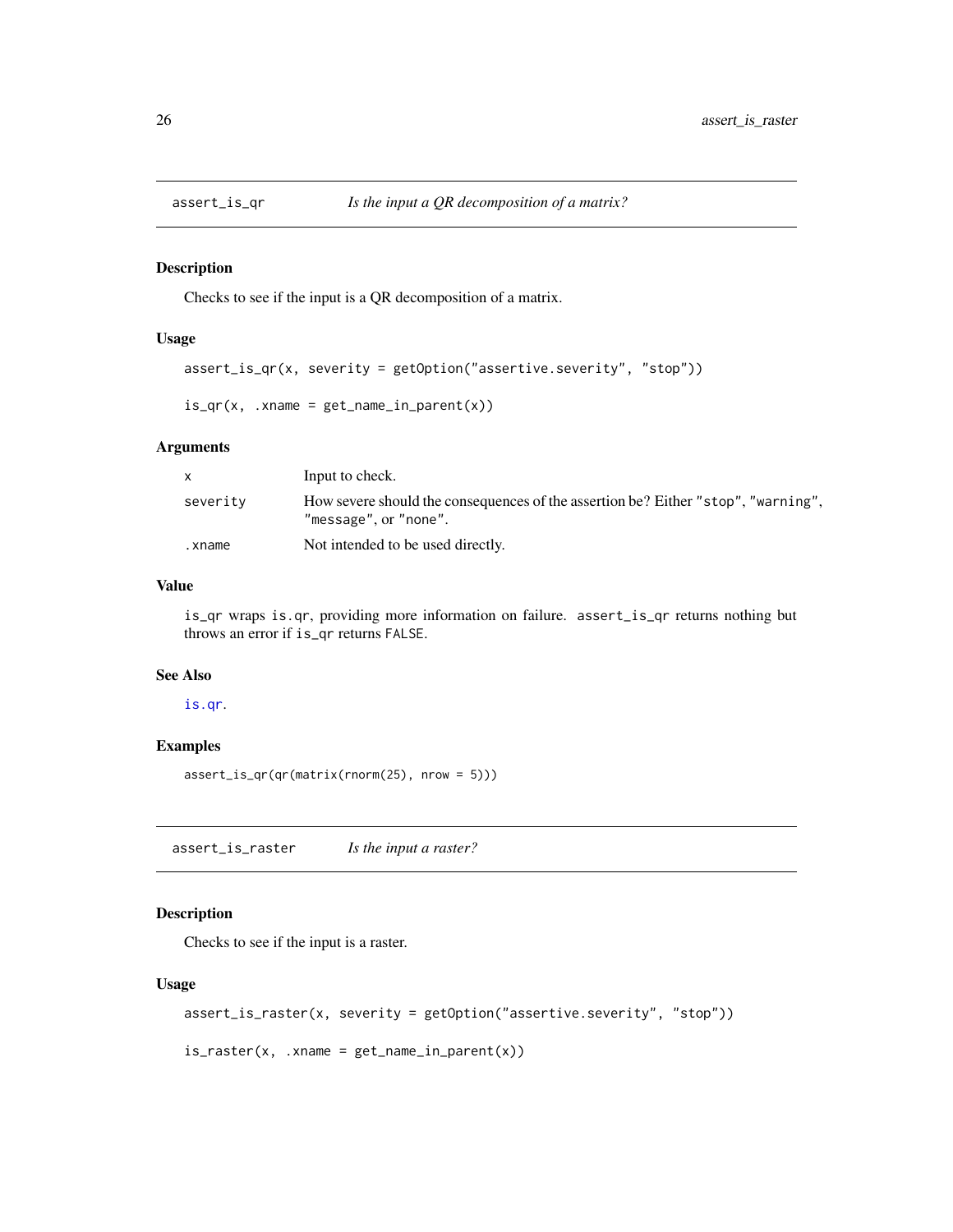## assert_is_qr *Is the input a QR decomposition of a matrix?*

### Description

Checks to see if the input is a QR decomposition of a matrix.

### Usage

```
assert_is_qr(x, severity = getOption("assertive.severity", "stop"))

is_qr(x, .xname = get_name_in_parent(x))
```

### Arguments

| | |
|---|---|
| x | Input to check. |
| severity | How severe should the consequences of the assertion be? Either "stop", "warning", "message", or "none". |
| .xname | Not intended to be used directly. |

### Value

`is_qr` wraps `is.qr`, providing more information on failure. `assert_is_qr` returns nothing but throws an error if `is_qr` returns `FALSE`.

### See Also

`is.qr`.

### Examples

```
assert_is_qr(qr(matrix(rnorm(25), nrow = 5)))
```

## assert_is_raster *Is the input a raster?*

### Description

Checks to see if the input is a raster.

### Usage

```
assert_is_raster(x, severity = getOption("assertive.severity", "stop"))

is_raster(x, .xname = get_name_in_parent(x))
```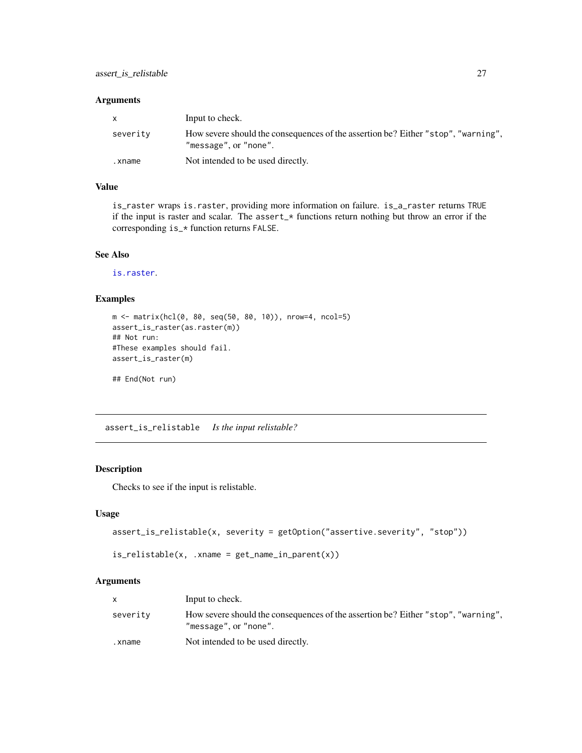### Arguments

| | |
|---|---|
| x | Input to check. |
| severity | How severe should the consequences of the assertion be? Either "stop", "warning", "message", or "none". |
| .xname | Not intended to be used directly. |

### Value

is_raster wraps is.raster, providing more information on failure. is_a_raster returns TRUE if the input is raster and scalar. The assert_* functions return nothing but throw an error if the corresponding is_* function returns FALSE.

### See Also

is.raster.

### Examples

```
m <- matrix(hcl(0, 80, seq(50, 80, 10)), nrow=4, ncol=5)
assert_is_raster(as.raster(m))
## Not run:
#These examples should fail.
assert_is_raster(m)

## End(Not run)
```

## assert_is_relistable *Is the input relistable?*

### Description

Checks to see if the input is relistable.

### Usage

```
assert_is_relistable(x, severity = getOption("assertive.severity", "stop"))

is_relistable(x, .xname = get_name_in_parent(x))
```

### Arguments

| | |
|---|---|
| x | Input to check. |
| severity | How severe should the consequences of the assertion be? Either "stop", "warning", "message", or "none". |
| .xname | Not intended to be used directly. |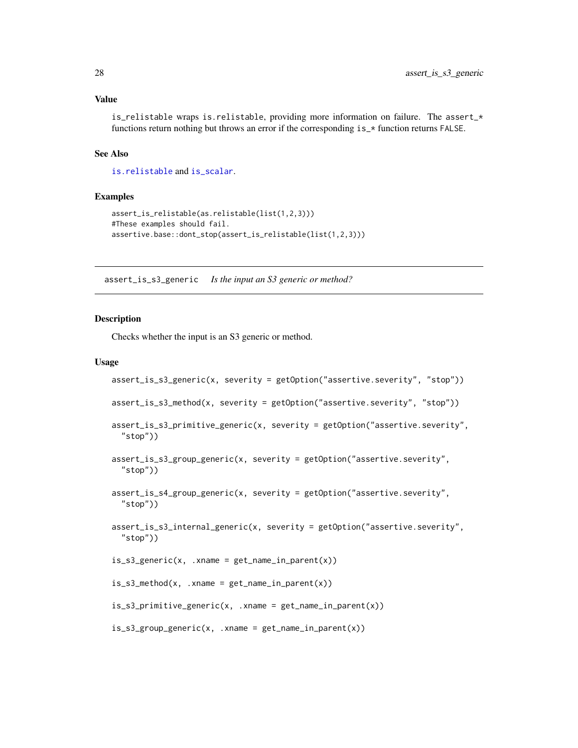### Value

`is_relistable` wraps `is.relistable`, providing more information on failure. The `assert_*` functions return nothing but throws an error if the corresponding `is_*` function returns `FALSE`.

### See Also

`is.relistable` and `is_scalar`.

### Examples

```
assert_is_relistable(as.relistable(list(1,2,3)))
#These examples should fail.
assertive.base::dont_stop(assert_is_relistable(list(1,2,3)))
```

---

## assert_is_s3_generic *Is the input an S3 generic or method?*

---

### Description

Checks whether the input is an S3 generic or method.

### Usage

```
assert_is_s3_generic(x, severity = getOption("assertive.severity", "stop"))

assert_is_s3_method(x, severity = getOption("assertive.severity", "stop"))

assert_is_s3_primitive_generic(x, severity = getOption("assertive.severity",
  "stop"))

assert_is_s3_group_generic(x, severity = getOption("assertive.severity",
  "stop"))

assert_is_s4_group_generic(x, severity = getOption("assertive.severity",
  "stop"))

assert_is_s3_internal_generic(x, severity = getOption("assertive.severity",
  "stop"))

is_s3_generic(x, .xname = get_name_in_parent(x))

is_s3_method(x, .xname = get_name_in_parent(x))

is_s3_primitive_generic(x, .xname = get_name_in_parent(x))

is_s3_group_generic(x, .xname = get_name_in_parent(x))
```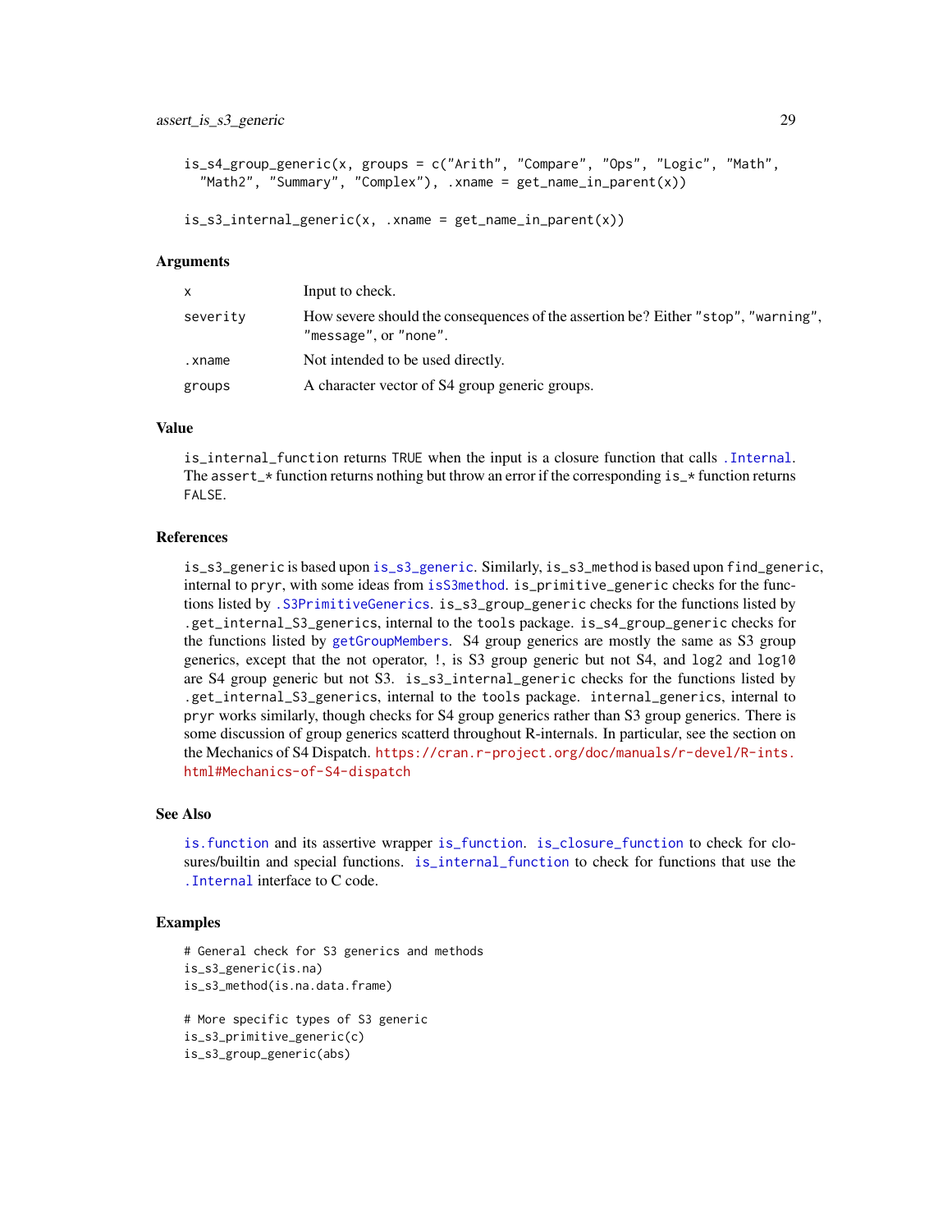```
is_s4_group_generic(x, groups = c("Arith", "Compare", "Ops", "Logic", "Math",
  "Math2", "Summary", "Complex"), .xname = get_name_in_parent(x))

is_s3_internal_generic(x, .xname = get_name_in_parent(x))
```

### Arguments

| | |
|---|---|
| x | Input to check. |
| severity | How severe should the consequences of the assertion be? Either "stop", "warning", "message", or "none". |
| .xname | Not intended to be used directly. |
| groups | A character vector of S4 group generic groups. |

### Value

is_internal_function returns TRUE when the input is a closure function that calls .Internal. The assert_* function returns nothing but throw an error if the corresponding is_* function returns FALSE.

### References

is_s3_generic is based upon is_s3_generic. Similarly, is_s3_method is based upon find_generic, internal to pryr, with some ideas from isS3method. is_primitive_generic checks for the functions listed by .S3PrimitiveGenerics. is_s3_group_generic checks for the functions listed by .get_internal_S3_generics, internal to the tools package. is_s4_group_generic checks for the functions listed by getGroupMembers. S4 group generics are mostly the same as S3 group generics, except that the not operator, !, is S3 group generic but not S4, and log2 and log10 are S4 group generic but not S3. is_s3_internal_generic checks for the functions listed by .get_internal_S3_generics, internal to the tools package. internal_generics, internal to pryr works similarly, though checks for S4 group generics rather than S3 group generics. There is some discussion of group generics scatterd throughout R-internals. In particular, see the section on the Mechanics of S4 Dispatch. https://cran.r-project.org/doc/manuals/r-devel/R-ints.html#Mechanics-of-S4-dispatch

### See Also

is.function and its assertive wrapper is_function. is_closure_function to check for closures/builtin and special functions. is_internal_function to check for functions that use the .Internal interface to C code.

### Examples

```
# General check for S3 generics and methods
is_s3_generic(is.na)
is_s3_method(is.na.data.frame)

# More specific types of S3 generic
is_s3_primitive_generic(c)
is_s3_group_generic(abs)
```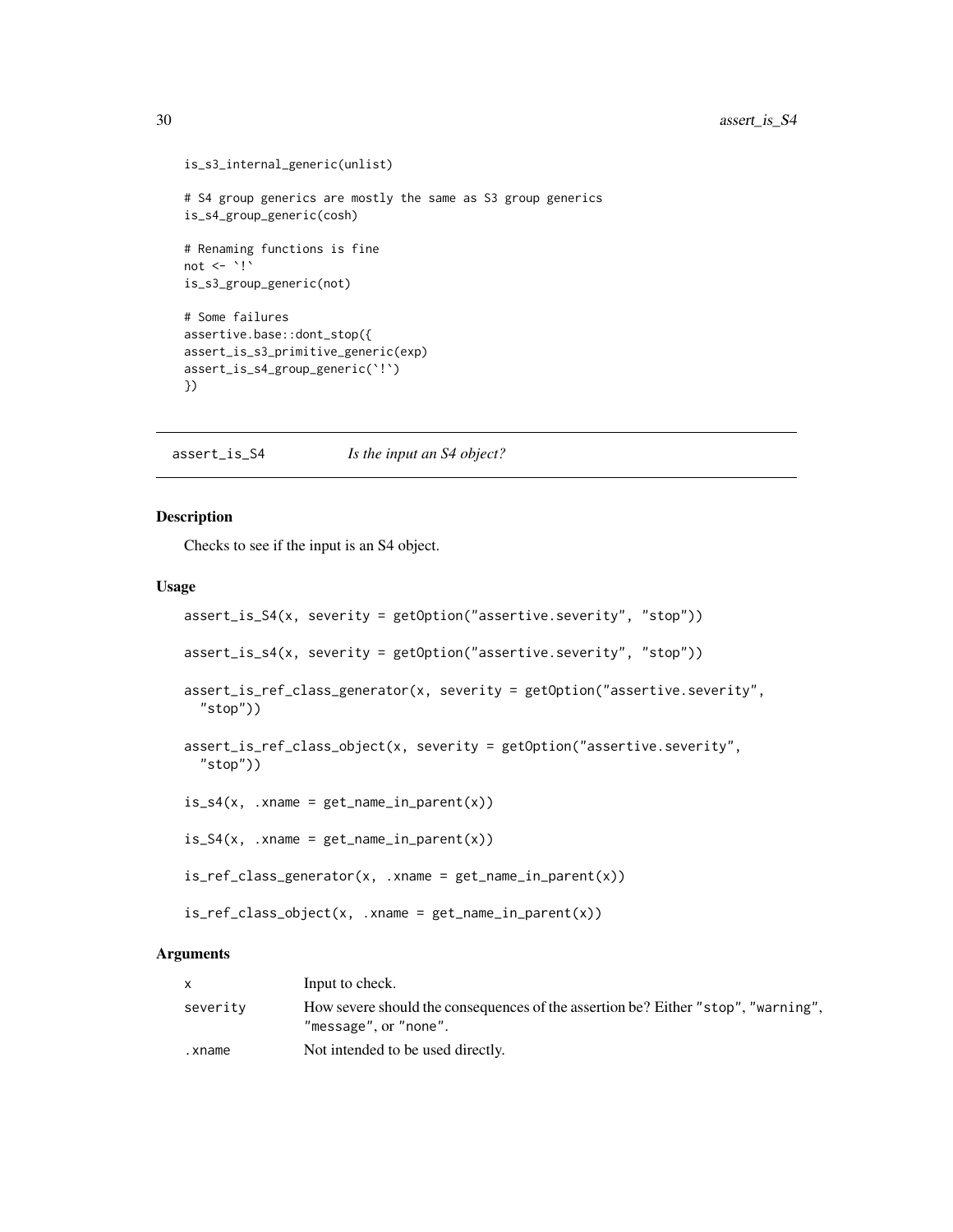```
is_s3_internal_generic(unlist)

# S4 group generics are mostly the same as S3 group generics
is_s4_group_generic(cosh)

# Renaming functions is fine
not <- `!`
is_s3_group_generic(not)

# Some failures
assertive.base::dont_stop({
assert_is_s3_primitive_generic(exp)
assert_is_s4_group_generic(`!`)
})
```

## assert_is_S4 — *Is the input an S4 object?*

### Description

Checks to see if the input is an S4 object.

### Usage

```
assert_is_S4(x, severity = getOption("assertive.severity", "stop"))

assert_is_s4(x, severity = getOption("assertive.severity", "stop"))

assert_is_ref_class_generator(x, severity = getOption("assertive.severity",
  "stop"))

assert_is_ref_class_object(x, severity = getOption("assertive.severity",
  "stop"))

is_s4(x, .xname = get_name_in_parent(x))

is_S4(x, .xname = get_name_in_parent(x))

is_ref_class_generator(x, .xname = get_name_in_parent(x))

is_ref_class_object(x, .xname = get_name_in_parent(x))
```

### Arguments

| | |
|---|---|
| x | Input to check. |
| severity | How severe should the consequences of the assertion be? Either "stop", "warning", "message", or "none". |
| .xname | Not intended to be used directly. |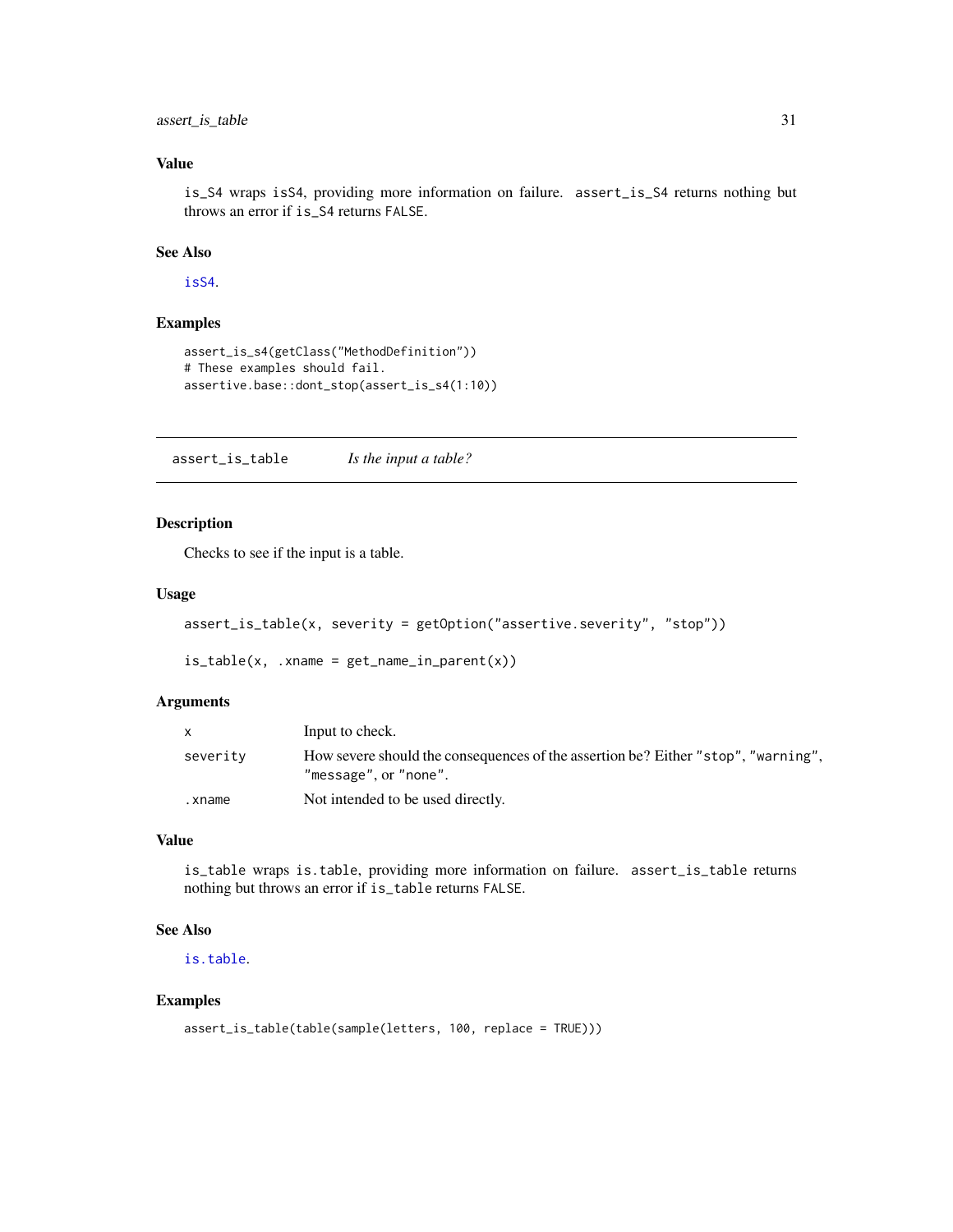## Value

`is_S4` wraps `isS4`, providing more information on failure. `assert_is_S4` returns nothing but throws an error if `is_S4` returns `FALSE`.

## See Also

`isS4`.

## Examples

```
assert_is_s4(getClass("MethodDefinition"))
# These examples should fail.
assertive.base::dont_stop(assert_is_s4(1:10))
```

---

# assert_is_table — *Is the input a table?*

---

## Description

Checks to see if the input is a table.

## Usage

```
assert_is_table(x, severity = getOption("assertive.severity", "stop"))

is_table(x, .xname = get_name_in_parent(x))
```

## Arguments

| | |
|---|---|
| x | Input to check. |
| severity | How severe should the consequences of the assertion be? Either "stop", "warning", "message", or "none". |
| .xname | Not intended to be used directly. |

## Value

`is_table` wraps `is.table`, providing more information on failure. `assert_is_table` returns nothing but throws an error if `is_table` returns `FALSE`.

## See Also

`is.table`.

## Examples

```
assert_is_table(table(sample(letters, 100, replace = TRUE)))
```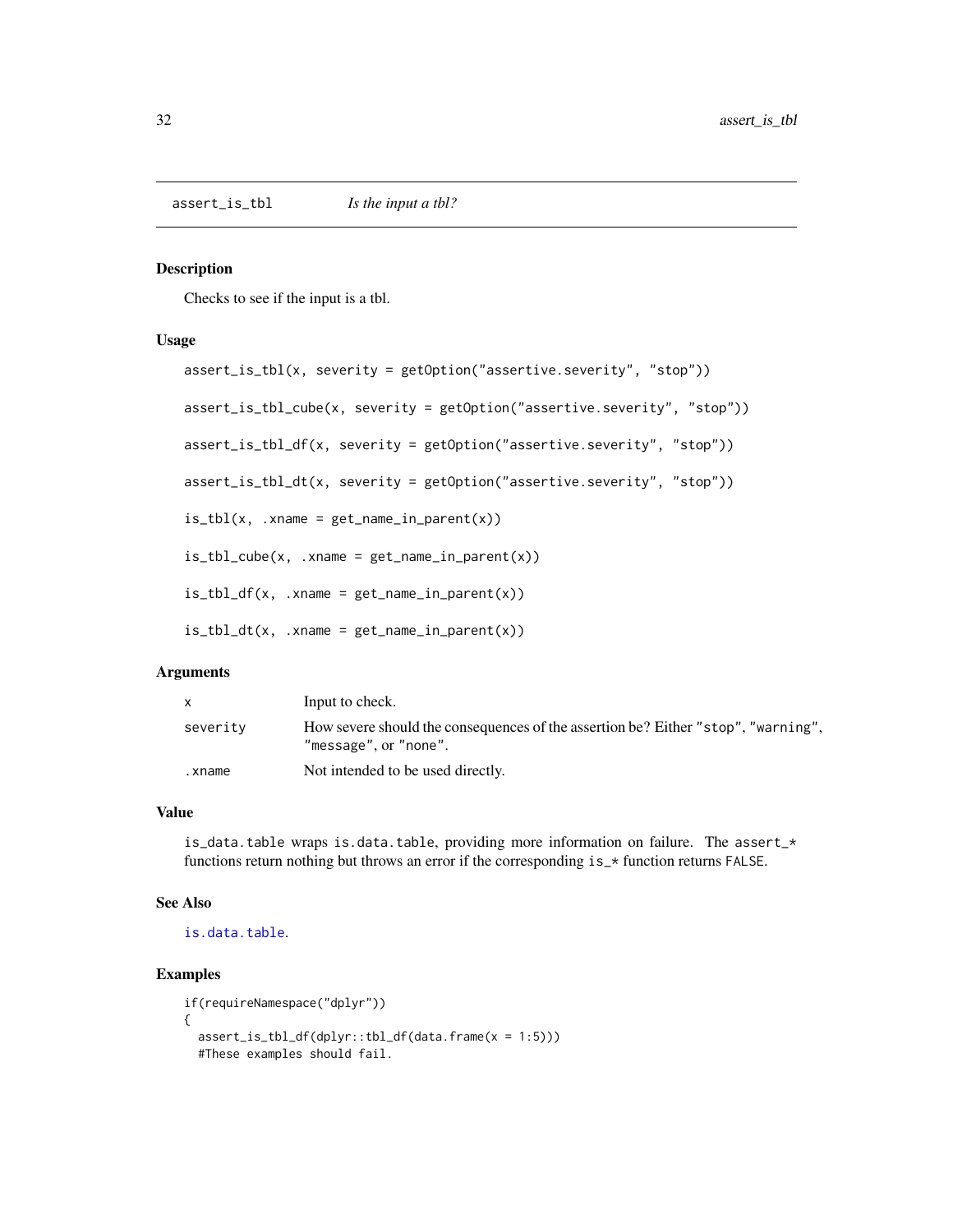## assert_is_tbl *Is the input a tbl?*

### Description

Checks to see if the input is a tbl.

### Usage

```
assert_is_tbl(x, severity = getOption("assertive.severity", "stop"))

assert_is_tbl_cube(x, severity = getOption("assertive.severity", "stop"))

assert_is_tbl_df(x, severity = getOption("assertive.severity", "stop"))

assert_is_tbl_dt(x, severity = getOption("assertive.severity", "stop"))

is_tbl(x, .xname = get_name_in_parent(x))

is_tbl_cube(x, .xname = get_name_in_parent(x))

is_tbl_df(x, .xname = get_name_in_parent(x))

is_tbl_dt(x, .xname = get_name_in_parent(x))
```

### Arguments

| | |
|---|---|
| x | Input to check. |
| severity | How severe should the consequences of the assertion be? Either "stop", "warning", "message", or "none". |
| .xname | Not intended to be used directly. |

### Value

`is_data.table` wraps `is.data.table`, providing more information on failure. The `assert_*` functions return nothing but throws an error if the corresponding `is_*` function returns `FALSE`.

### See Also

`is.data.table`.

### Examples

```
if(requireNamespace("dplyr"))
{
  assert_is_tbl_df(dplyr::tbl_df(data.frame(x = 1:5)))
  #These examples should fail.
```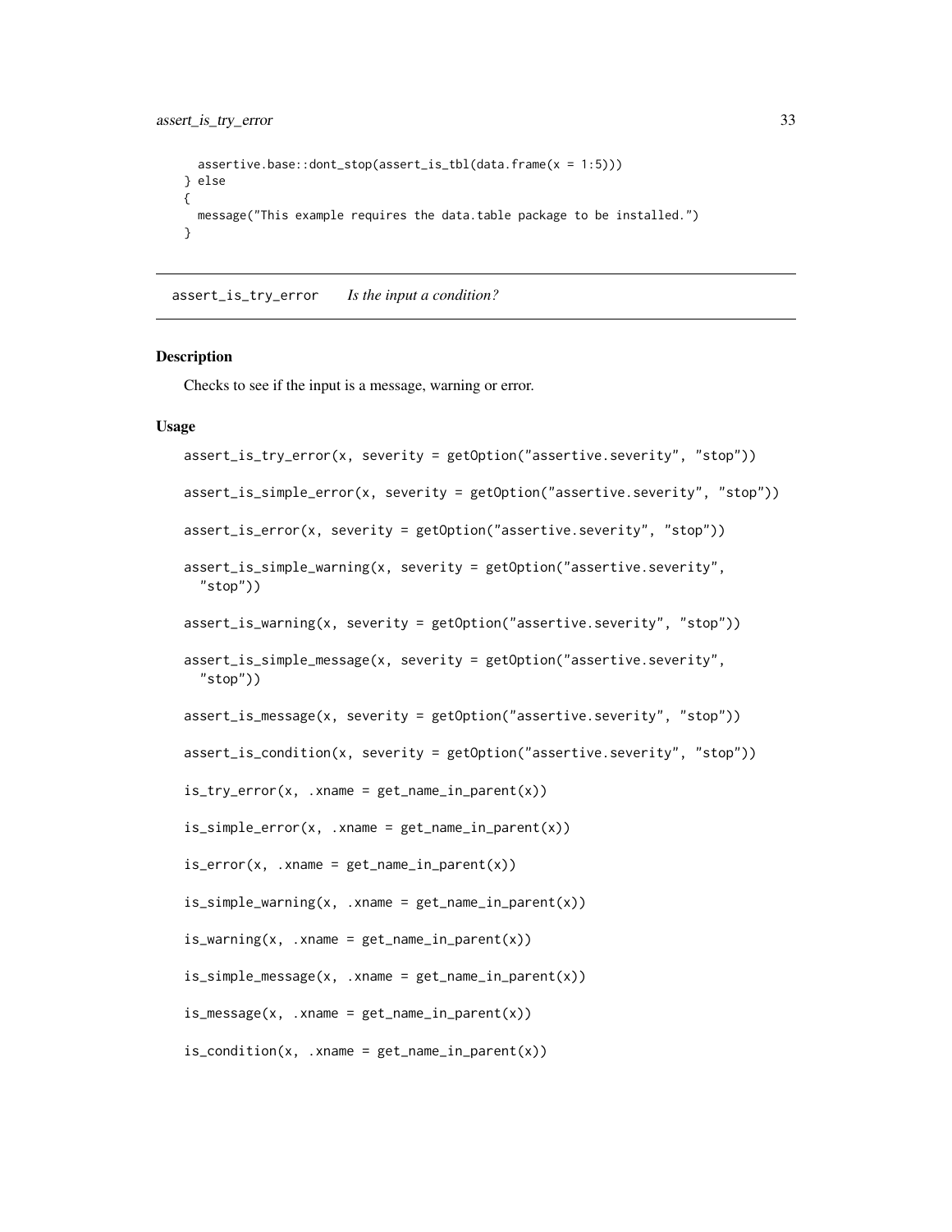```
  assertive.base::dont_stop(assert_is_tbl(data.frame(x = 1:5)))
} else
{
  message("This example requires the data.table package to be installed.")
}
```

## assert_is_try_error    *Is the input a condition?*

### Description

Checks to see if the input is a message, warning or error.

### Usage

```
assert_is_try_error(x, severity = getOption("assertive.severity", "stop"))

assert_is_simple_error(x, severity = getOption("assertive.severity", "stop"))

assert_is_error(x, severity = getOption("assertive.severity", "stop"))

assert_is_simple_warning(x, severity = getOption("assertive.severity",
  "stop"))

assert_is_warning(x, severity = getOption("assertive.severity", "stop"))

assert_is_simple_message(x, severity = getOption("assertive.severity",
  "stop"))

assert_is_message(x, severity = getOption("assertive.severity", "stop"))

assert_is_condition(x, severity = getOption("assertive.severity", "stop"))

is_try_error(x, .xname = get_name_in_parent(x))

is_simple_error(x, .xname = get_name_in_parent(x))

is_error(x, .xname = get_name_in_parent(x))

is_simple_warning(x, .xname = get_name_in_parent(x))

is_warning(x, .xname = get_name_in_parent(x))

is_simple_message(x, .xname = get_name_in_parent(x))

is_message(x, .xname = get_name_in_parent(x))

is_condition(x, .xname = get_name_in_parent(x))
```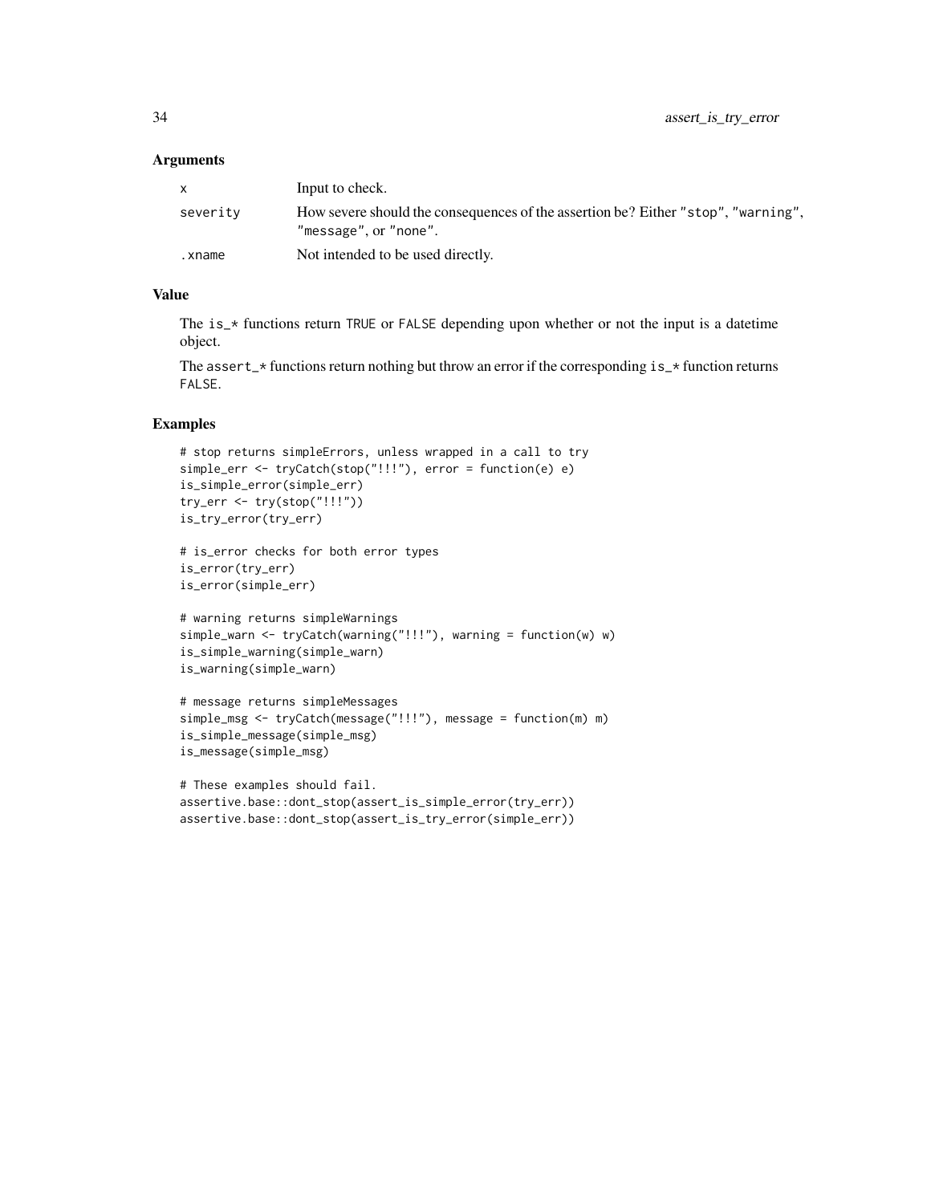## Arguments

| | |
|---|---|
| x | Input to check. |
| severity | How severe should the consequences of the assertion be? Either "stop", "warning", "message", or "none". |
| .xname | Not intended to be used directly. |

## Value

The is_* functions return TRUE or FALSE depending upon whether or not the input is a datetime object.

The assert_* functions return nothing but throw an error if the corresponding is_* function returns FALSE.

## Examples

```
# stop returns simpleErrors, unless wrapped in a call to try
simple_err <- tryCatch(stop("!!!"), error = function(e) e)
is_simple_error(simple_err)
try_err <- try(stop("!!!"))
is_try_error(try_err)

# is_error checks for both error types
is_error(try_err)
is_error(simple_err)

# warning returns simpleWarnings
simple_warn <- tryCatch(warning("!!!"), warning = function(w) w)
is_simple_warning(simple_warn)
is_warning(simple_warn)

# message returns simpleMessages
simple_msg <- tryCatch(message("!!!"), message = function(m) m)
is_simple_message(simple_msg)
is_message(simple_msg)

# These examples should fail.
assertive.base::dont_stop(assert_is_simple_error(try_err))
assertive.base::dont_stop(assert_is_try_error(simple_err))
```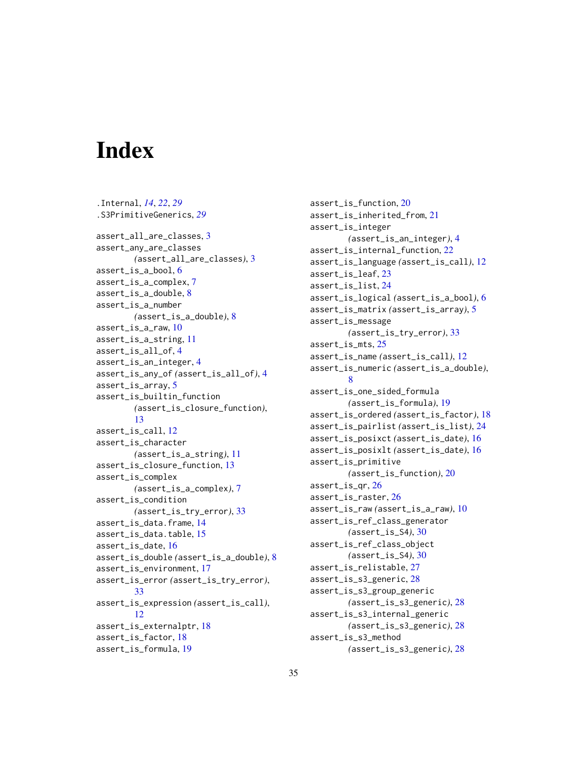# Index

.Internal, *14*, *22*, *29*
.S3PrimitiveGenerics, *29*

assert_all_are_classes, 3
assert_any_are_classes *(assert_all_are_classes)*, 3
assert_is_a_bool, 6
assert_is_a_complex, 7
assert_is_a_double, 8
assert_is_a_number *(assert_is_a_double)*, 8
assert_is_a_raw, 10
assert_is_a_string, 11
assert_is_all_of, 4
assert_is_an_integer, 4
assert_is_any_of *(assert_is_all_of)*, 4
assert_is_array, 5
assert_is_builtin_function *(assert_is_closure_function)*, 13
assert_is_call, 12
assert_is_character *(assert_is_a_string)*, 11
assert_is_closure_function, 13
assert_is_complex *(assert_is_a_complex)*, 7
assert_is_condition *(assert_is_try_error)*, 33
assert_is_data.frame, 14
assert_is_data.table, 15
assert_is_date, 16
assert_is_double *(assert_is_a_double)*, 8
assert_is_environment, 17
assert_is_error *(assert_is_try_error)*, 33
assert_is_expression *(assert_is_call)*, 12
assert_is_externalptr, 18
assert_is_factor, 18
assert_is_formula, 19
assert_is_function, 20
assert_is_inherited_from, 21
assert_is_integer *(assert_is_an_integer)*, 4
assert_is_internal_function, 22
assert_is_language *(assert_is_call)*, 12
assert_is_leaf, 23
assert_is_list, 24
assert_is_logical *(assert_is_a_bool)*, 6
assert_is_matrix *(assert_is_array)*, 5
assert_is_message *(assert_is_try_error)*, 33
assert_is_mts, 25
assert_is_name *(assert_is_call)*, 12
assert_is_numeric *(assert_is_a_double)*, 8
assert_is_one_sided_formula *(assert_is_formula)*, 19
assert_is_ordered *(assert_is_factor)*, 18
assert_is_pairlist *(assert_is_list)*, 24
assert_is_posixct *(assert_is_date)*, 16
assert_is_posixlt *(assert_is_date)*, 16
assert_is_primitive *(assert_is_function)*, 20
assert_is_qr, 26
assert_is_raster, 26
assert_is_raw *(assert_is_a_raw)*, 10
assert_is_ref_class_generator *(assert_is_S4)*, 30
assert_is_ref_class_object *(assert_is_S4)*, 30
assert_is_relistable, 27
assert_is_s3_generic, 28
assert_is_s3_group_generic *(assert_is_s3_generic)*, 28
assert_is_s3_internal_generic *(assert_is_s3_generic)*, 28
assert_is_s3_method *(assert_is_s3_generic)*, 28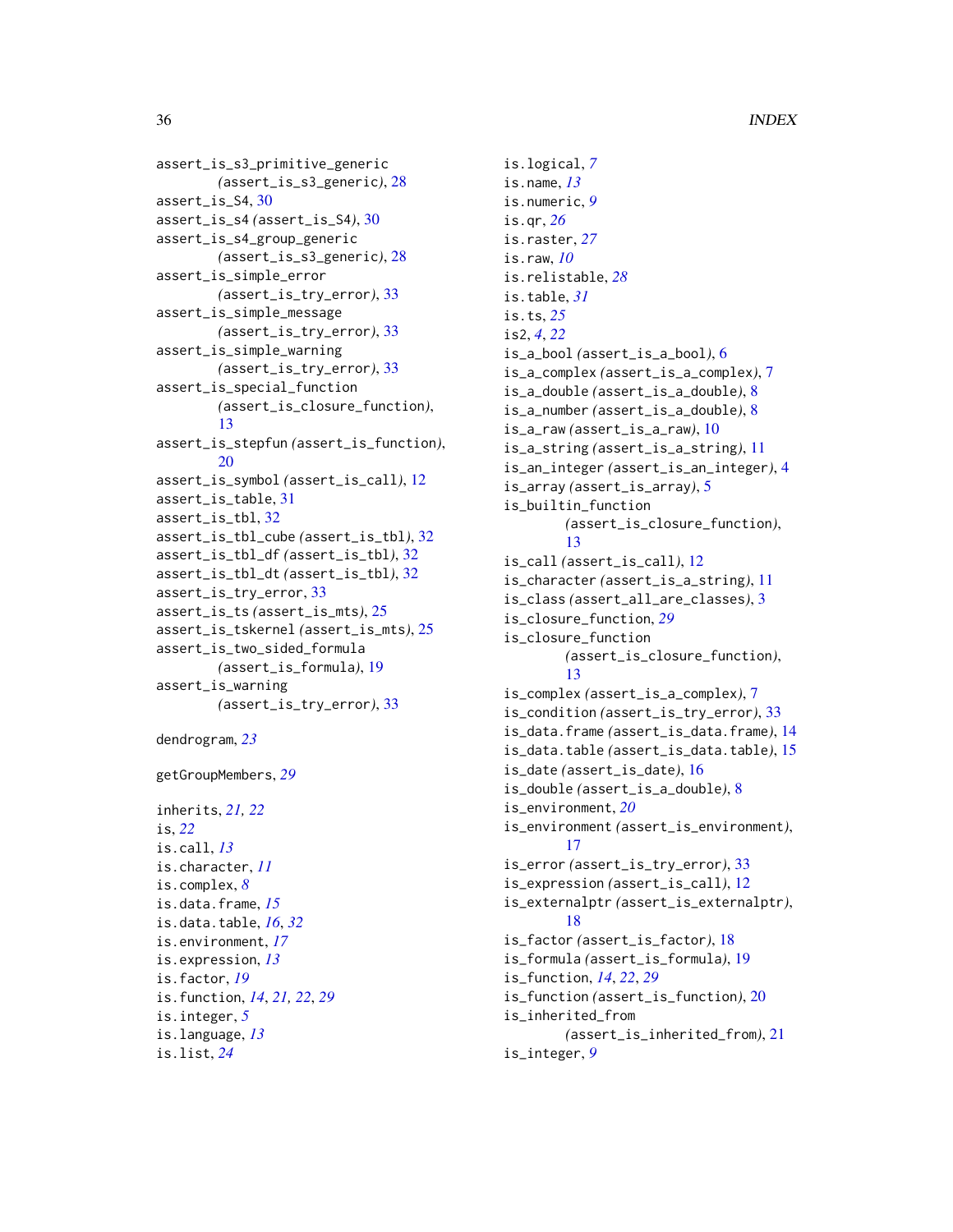assert_is_s3_primitive_generic (assert_is_s3_generic), 28
assert_is_S4, 30
assert_is_s4 (assert_is_S4), 30
assert_is_s4_group_generic (assert_is_s3_generic), 28
assert_is_simple_error (assert_is_try_error), 33
assert_is_simple_message (assert_is_try_error), 33
assert_is_simple_warning (assert_is_try_error), 33
assert_is_special_function (assert_is_closure_function), 13
assert_is_stepfun (assert_is_function), 20
assert_is_symbol (assert_is_call), 12
assert_is_table, 31
assert_is_tbl, 32
assert_is_tbl_cube (assert_is_tbl), 32
assert_is_tbl_df (assert_is_tbl), 32
assert_is_tbl_dt (assert_is_tbl), 32
assert_is_try_error, 33
assert_is_ts (assert_is_mts), 25
assert_is_tskernel (assert_is_mts), 25
assert_is_two_sided_formula (assert_is_formula), 19
assert_is_warning (assert_is_try_error), 33

dendrogram, *23*

getGroupMembers, *29*

inherits, *21, 22*
is, *22*
is.call, *13*
is.character, *11*
is.complex, *8*
is.data.frame, *15*
is.data.table, *16*, *32*
is.environment, *17*
is.expression, *13*
is.factor, *19*
is.function, *14*, *21, 22*, *29*
is.integer, *5*
is.language, *13*
is.list, *24*
is.logical, *7*
is.name, *13*
is.numeric, *9*
is.qr, *26*
is.raster, *27*
is.raw, *10*
is.relistable, *28*
is.table, *31*
is.ts, *25*
is2, *4*, *22*
is_a_bool (assert_is_a_bool), 6
is_a_complex (assert_is_a_complex), 7
is_a_double (assert_is_a_double), 8
is_a_number (assert_is_a_double), 8
is_a_raw (assert_is_a_raw), 10
is_a_string (assert_is_a_string), 11
is_an_integer (assert_is_an_integer), 4
is_array (assert_is_array), 5
is_builtin_function (assert_is_closure_function), 13
is_call (assert_is_call), 12
is_character (assert_is_a_string), 11
is_class (assert_all_are_classes), 3
is_closure_function, *29*
is_closure_function (assert_is_closure_function), 13
is_complex (assert_is_a_complex), 7
is_condition (assert_is_try_error), 33
is_data.frame (assert_is_data.frame), 14
is_data.table (assert_is_data.table), 15
is_date (assert_is_date), 16
is_double (assert_is_a_double), 8
is_environment, *20*
is_environment (assert_is_environment), 17
is_error (assert_is_try_error), 33
is_expression (assert_is_call), 12
is_externalptr (assert_is_externalptr), 18
is_factor (assert_is_factor), 18
is_formula (assert_is_formula), 19
is_function, *14*, *22*, *29*
is_function (assert_is_function), 20
is_inherited_from (assert_is_inherited_from), 21
is_integer, *9*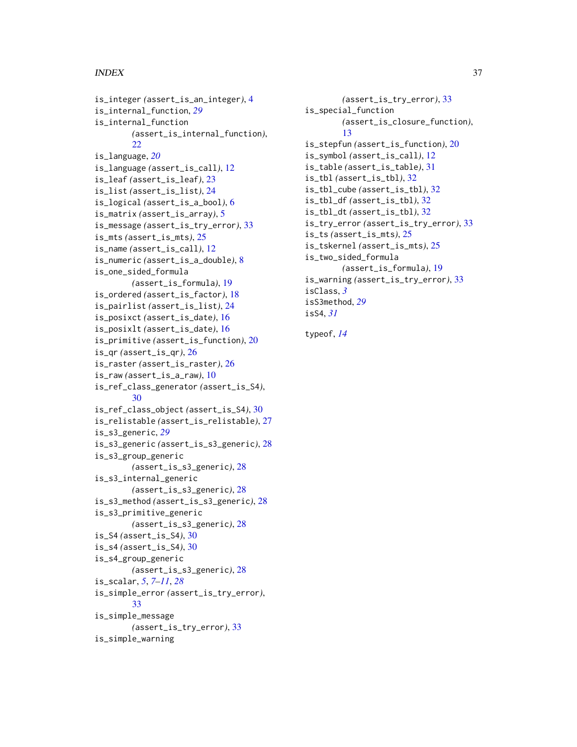is_integer *(*assert_is_an_integer*)*, 4
is_internal_function, *29*
is_internal_function *(*assert_is_internal_function*)*, 22
is_language, *20*
is_language *(*assert_is_call*)*, 12
is_leaf *(*assert_is_leaf*)*, 23
is_list *(*assert_is_list*)*, 24
is_logical *(*assert_is_a_bool*)*, 6
is_matrix *(*assert_is_array*)*, 5
is_message *(*assert_is_try_error*)*, 33
is_mts *(*assert_is_mts*)*, 25
is_name *(*assert_is_call*)*, 12
is_numeric *(*assert_is_a_double*)*, 8
is_one_sided_formula *(*assert_is_formula*)*, 19
is_ordered *(*assert_is_factor*)*, 18
is_pairlist *(*assert_is_list*)*, 24
is_posixct *(*assert_is_date*)*, 16
is_posixlt *(*assert_is_date*)*, 16
is_primitive *(*assert_is_function*)*, 20
is_qr *(*assert_is_qr*)*, 26
is_raster *(*assert_is_raster*)*, 26
is_raw *(*assert_is_a_raw*)*, 10
is_ref_class_generator *(*assert_is_S4*)*, 30
is_ref_class_object *(*assert_is_S4*)*, 30
is_relistable *(*assert_is_relistable*)*, 27
is_s3_generic, *29*
is_s3_generic *(*assert_is_s3_generic*)*, 28
is_s3_group_generic *(*assert_is_s3_generic*)*, 28
is_s3_internal_generic *(*assert_is_s3_generic*)*, 28
is_s3_method *(*assert_is_s3_generic*)*, 28
is_s3_primitive_generic *(*assert_is_s3_generic*)*, 28
is_S4 *(*assert_is_S4*)*, 30
is_s4 *(*assert_is_S4*)*, 30
is_s4_group_generic *(*assert_is_s3_generic*)*, 28
is_scalar, *5*, *7–11*, *28*
is_simple_error *(*assert_is_try_error*)*, 33
is_simple_message *(*assert_is_try_error*)*, 33
is_simple_warning *(*assert_is_try_error*)*, 33
is_special_function *(*assert_is_closure_function*)*, 13
is_stepfun *(*assert_is_function*)*, 20
is_symbol *(*assert_is_call*)*, 12
is_table *(*assert_is_table*)*, 31
is_tbl *(*assert_is_tbl*)*, 32
is_tbl_cube *(*assert_is_tbl*)*, 32
is_tbl_df *(*assert_is_tbl*)*, 32
is_tbl_dt *(*assert_is_tbl*)*, 32
is_try_error *(*assert_is_try_error*)*, 33
is_ts *(*assert_is_mts*)*, 25
is_tskernel *(*assert_is_mts*)*, 25
is_two_sided_formula *(*assert_is_formula*)*, 19
is_warning *(*assert_is_try_error*)*, 33
isClass, *3*
isS3method, *29*
isS4, *31*

typeof, *14*